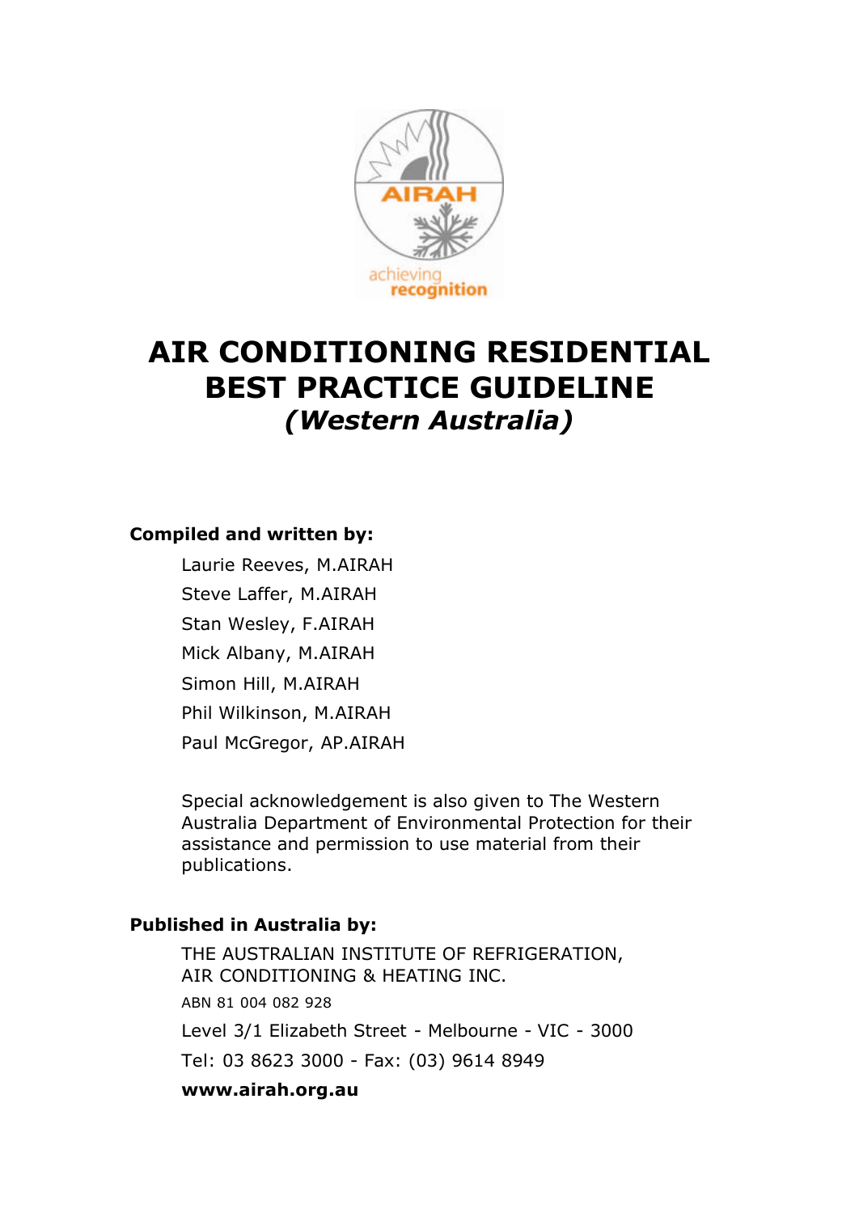# AIR CONDITIONING RESIDENTIAL BEST PRACTICE GUIDELINE

## *(Western Australia)*

**Compiled and written by:**

Laurie Reeves, M.AIRAH

Steve Laffer, M.AIRAH

Stan Wesley, F.AIRAH

Mick Albany, M.AIRAH

Simon Hill, M.AIRAH

Phil Wilkinson, M.AIRAH

Paul McGregor, AP.AIRAH

Special acknowledgement is also given to The Western Australia Department of Environmental Protection for their assistance and permission to use material from their publications.

**Published in Australia by:**

THE AUSTRALIAN INSTITUTE OF REFRIGERATION, AIR CONDITIONING & HEATING INC.

ABN 81 004 082 928

Level 3/1 Elizabeth Street - Melbourne - VIC - 3000

Tel: 03 8623 3000 - Fax: (03) 9614 8949

**www.airah.org.au**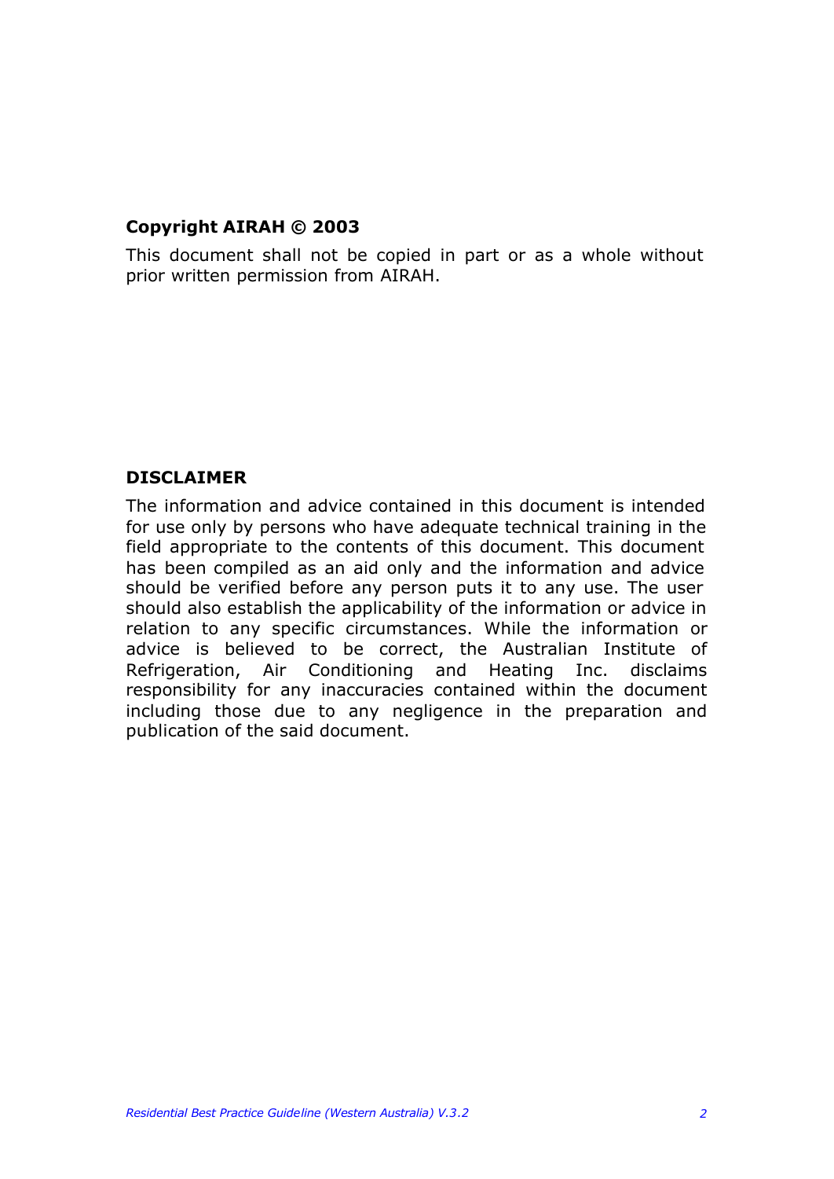**Copyright AIRAH © 2003**

This document shall not be copied in part or as a whole without prior written permission from AIRAH.

**DISCLAIMER**

The information and advice contained in this document is intended for use only by persons who have adequate technical training in the field appropriate to the contents of this document. This document has been compiled as an aid only and the information and advice should be verified before any person puts it to any use. The user should also establish the applicability of the information or advice in relation to any specific circumstances. While the information or advice is believed to be correct, the Australian Institute of Refrigeration, Air Conditioning and Heating Inc. disclaims responsibility for any inaccuracies contained within the document including those due to any negligence in the preparation and publication of the said document.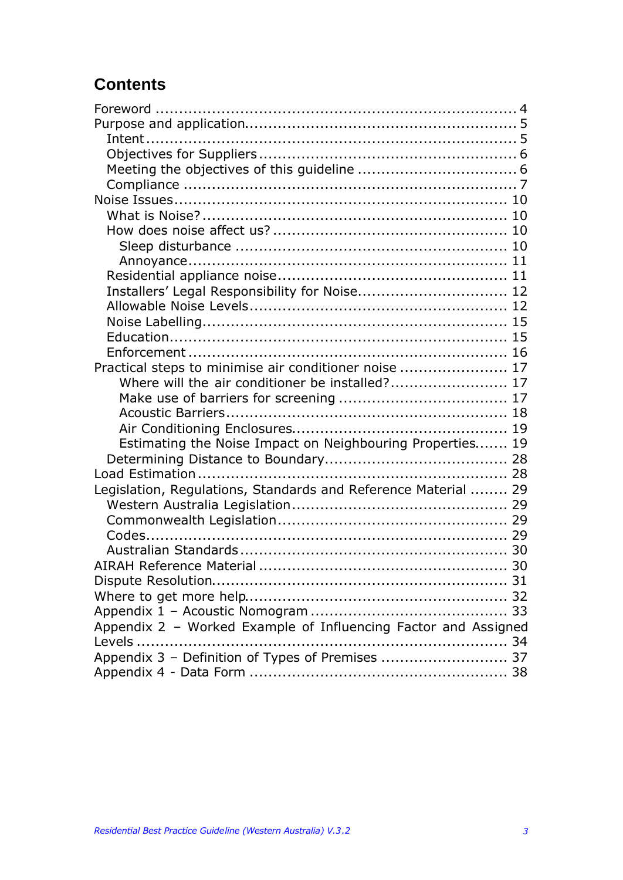## Contents

Foreword ........................................................................ 4
Purpose and application...................................................... 5
  Intent ........................................................................... 5
  Objectives for Suppliers .................................................... 6
  Meeting the objectives of this guideline ................................ 6
  Compliance ................................................................... 7
Noise Issues.................................................................... 10
  What is Noise? ............................................................... 10
  How does noise affect us? ................................................ 10
    Sleep disturbance ........................................................ 10
    Annoyance.................................................................. 11
  Residential appliance noise ............................................... 11
  Installers' Legal Responsibility for Noise............................... 12
  Allowable Noise Levels..................................................... 12
  Noise Labelling............................................................... 15
  Education...................................................................... 15
  Enforcement .................................................................. 16
Practical steps to minimise air conditioner noise ...................... 17
    Where will the air conditioner be installed?......................... 17
    Make use of barriers for screening ................................... 17
    Acoustic Barriers.......................................................... 18
    Air Conditioning Enclosures............................................. 19
    Estimating the Noise Impact on Neighbouring Properties....... 19
  Determining Distance to Boundary...................................... 28
Load Estimation ............................................................... 28
Legislation, Regulations, Standards and Reference Material ........ 29
  Western Australia Legislation ............................................ 29
  Commonwealth Legislation ................................................ 29
  Codes............................................................................ 29
  Australian Standards ....................................................... 30
AIRAH Reference Material .................................................... 30
Dispute Resolution............................................................. 31
Where to get more help...................................................... 32
Appendix 1 – Acoustic Nomogram ......................................... 33
Appendix 2 – Worked Example of Influencing Factor and Assigned Levels ........................................................................... 34
Appendix 3 – Definition of Types of Premises .......................... 37
Appendix 4 - Data Form ...................................................... 38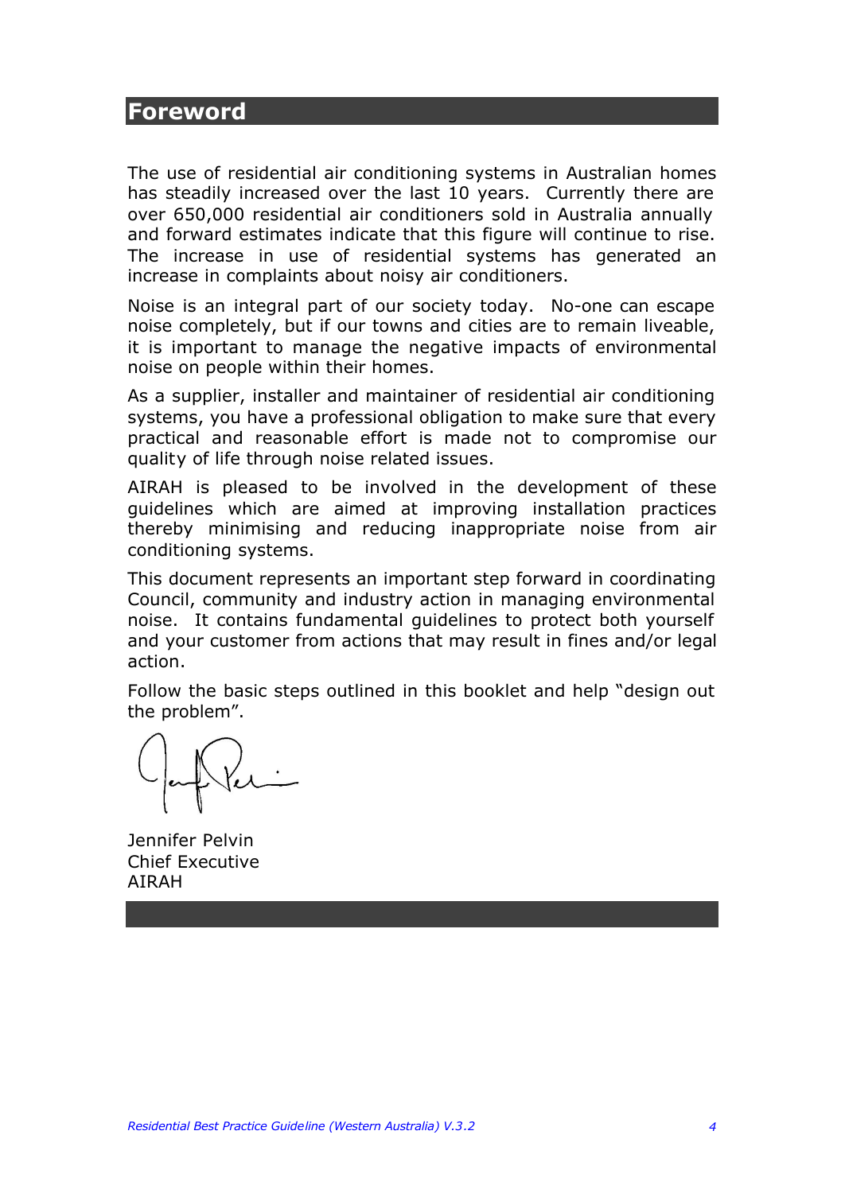# Foreword

The use of residential air conditioning systems in Australian homes has steadily increased over the last 10 years. Currently there are over 650,000 residential air conditioners sold in Australia annually and forward estimates indicate that this figure will continue to rise. The increase in use of residential systems has generated an increase in complaints about noisy air conditioners.

Noise is an integral part of our society today. No-one can escape noise completely, but if our towns and cities are to remain liveable, it is important to manage the negative impacts of environmental noise on people within their homes.

As a supplier, installer and maintainer of residential air conditioning systems, you have a professional obligation to make sure that every practical and reasonable effort is made not to compromise our quality of life through noise related issues.

AIRAH is pleased to be involved in the development of these guidelines which are aimed at improving installation practices thereby minimising and reducing inappropriate noise from air conditioning systems.

This document represents an important step forward in coordinating Council, community and industry action in managing environmental noise. It contains fundamental guidelines to protect both yourself and your customer from actions that may result in fines and/or legal action.

Follow the basic steps outlined in this booklet and help "design out the problem".

Jennifer Pelvin
Chief Executive
AIRAH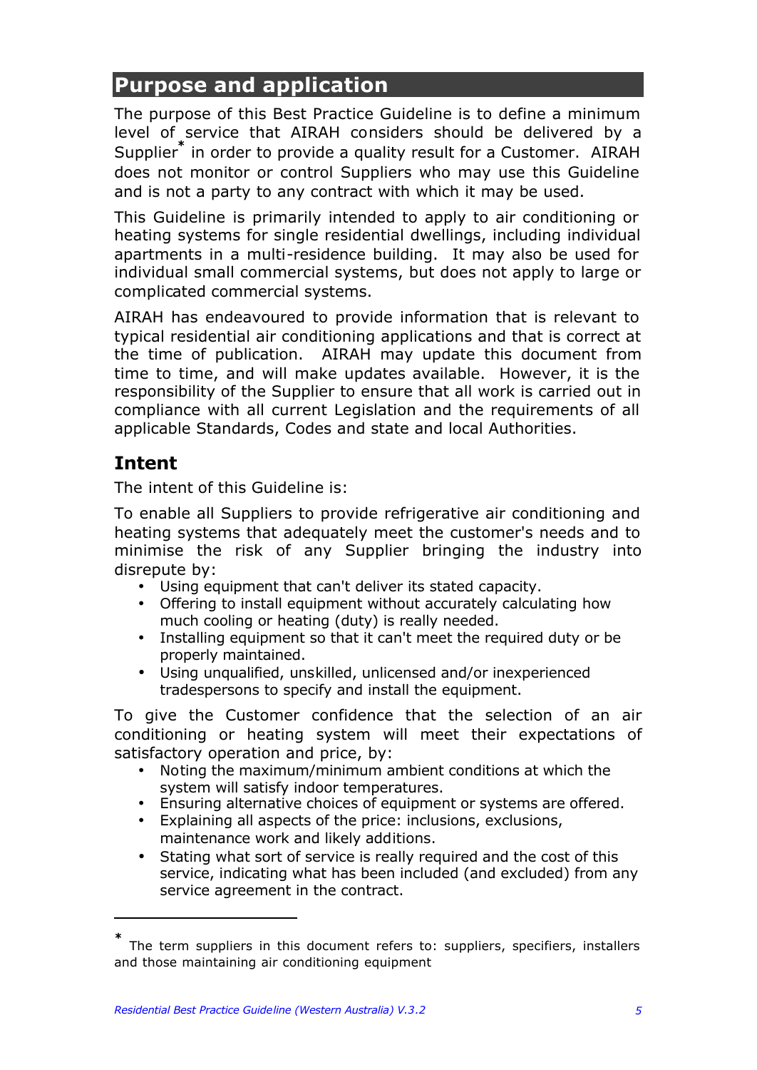## Purpose and application

The purpose of this Best Practice Guideline is to define a minimum level of service that AIRAH considers should be delivered by a Supplier* in order to provide a quality result for a Customer. AIRAH does not monitor or control Suppliers who may use this Guideline and is not a party to any contract with which it may be used.

This Guideline is primarily intended to apply to air conditioning or heating systems for single residential dwellings, including individual apartments in a multi-residence building. It may also be used for individual small commercial systems, but does not apply to large or complicated commercial systems.

AIRAH has endeavoured to provide information that is relevant to typical residential air conditioning applications and that is correct at the time of publication. AIRAH may update this document from time to time, and will make updates available. However, it is the responsibility of the Supplier to ensure that all work is carried out in compliance with all current Legislation and the requirements of all applicable Standards, Codes and state and local Authorities.

### Intent

The intent of this Guideline is:

To enable all Suppliers to provide refrigerative air conditioning and heating systems that adequately meet the customer's needs and to minimise the risk of any Supplier bringing the industry into disrepute by:

- Using equipment that can't deliver its stated capacity.
- Offering to install equipment without accurately calculating how much cooling or heating (duty) is really needed.
- Installing equipment so that it can't meet the required duty or be properly maintained.
- Using unqualified, unskilled, unlicensed and/or inexperienced tradespersons to specify and install the equipment.

To give the Customer confidence that the selection of an air conditioning or heating system will meet their expectations of satisfactory operation and price, by:

- Noting the maximum/minimum ambient conditions at which the system will satisfy indoor temperatures.
- Ensuring alternative choices of equipment or systems are offered.
- Explaining all aspects of the price: inclusions, exclusions, maintenance work and likely additions.
- Stating what sort of service is really required and the cost of this service, indicating what has been included (and excluded) from any service agreement in the contract.

---

* The term suppliers in this document refers to: suppliers, specifiers, installers and those maintaining air conditioning equipment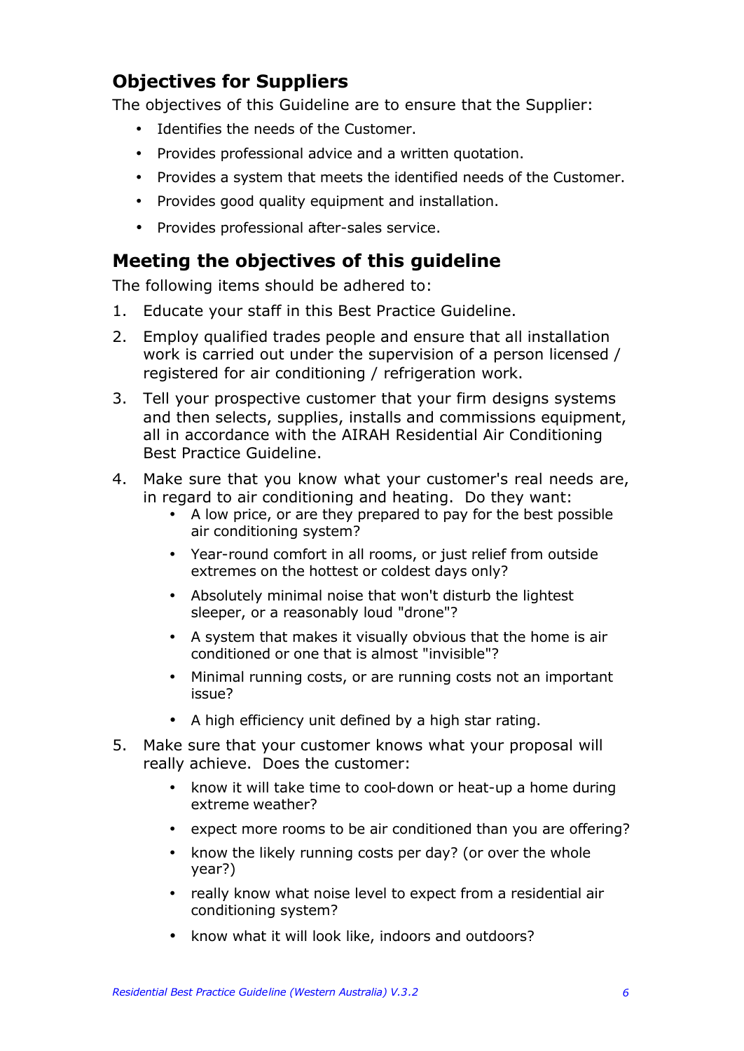## Objectives for Suppliers

The objectives of this Guideline are to ensure that the Supplier:

- Identifies the needs of the Customer.
- Provides professional advice and a written quotation.
- Provides a system that meets the identified needs of the Customer.
- Provides good quality equipment and installation.
- Provides professional after-sales service.

## Meeting the objectives of this guideline

The following items should be adhered to:

1. Educate your staff in this Best Practice Guideline.
2. Employ qualified trades people and ensure that all installation work is carried out under the supervision of a person licensed / registered for air conditioning / refrigeration work.
3. Tell your prospective customer that your firm designs systems and then selects, supplies, installs and commissions equipment, all in accordance with the AIRAH Residential Air Conditioning Best Practice Guideline.
4. Make sure that you know what your customer's real needs are, in regard to air conditioning and heating. Do they want:
   - A low price, or are they prepared to pay for the best possible air conditioning system?
   - Year-round comfort in all rooms, or just relief from outside extremes on the hottest or coldest days only?
   - Absolutely minimal noise that won't disturb the lightest sleeper, or a reasonably loud "drone"?
   - A system that makes it visually obvious that the home is air conditioned or one that is almost "invisible"?
   - Minimal running costs, or are running costs not an important issue?
   - A high efficiency unit defined by a high star rating.
5. Make sure that your customer knows what your proposal will really achieve. Does the customer:
   - know it will take time to cool-down or heat-up a home during extreme weather?
   - expect more rooms to be air conditioned than you are offering?
   - know the likely running costs per day? (or over the whole year?)
   - really know what noise level to expect from a residential air conditioning system?
   - know what it will look like, indoors and outdoors?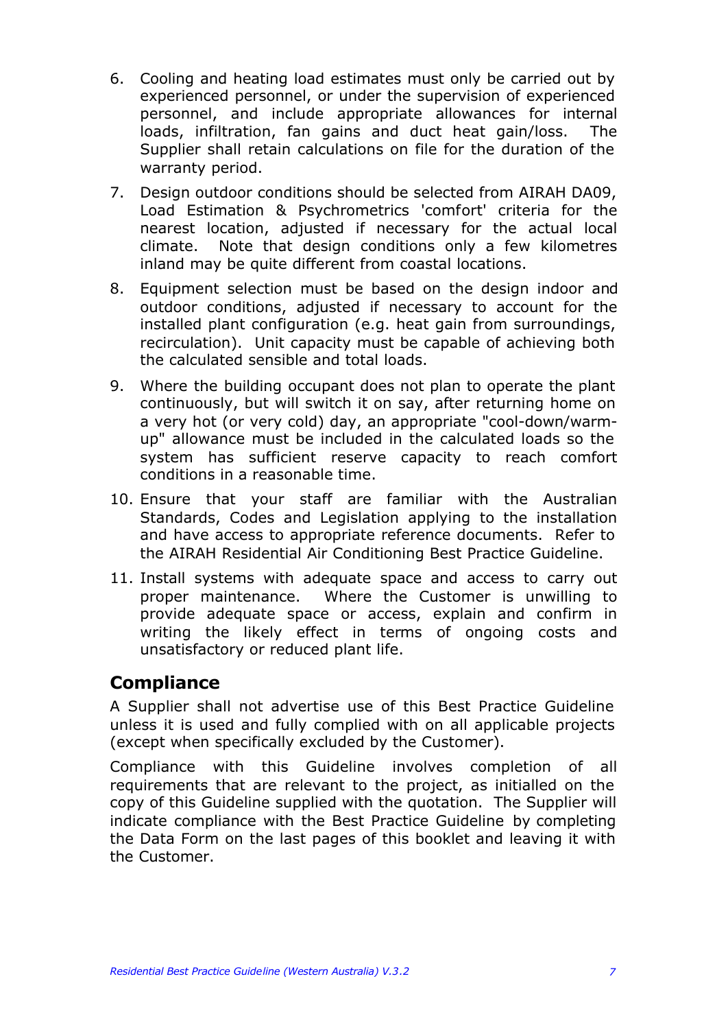6. Cooling and heating load estimates must only be carried out by experienced personnel, or under the supervision of experienced personnel, and include appropriate allowances for internal loads, infiltration, fan gains and duct heat gain/loss. The Supplier shall retain calculations on file for the duration of the warranty period.

7. Design outdoor conditions should be selected from AIRAH DA09, Load Estimation & Psychrometrics 'comfort' criteria for the nearest location, adjusted if necessary for the actual local climate. Note that design conditions only a few kilometres inland may be quite different from coastal locations.

8. Equipment selection must be based on the design indoor and outdoor conditions, adjusted if necessary to account for the installed plant configuration (e.g. heat gain from surroundings, recirculation). Unit capacity must be capable of achieving both the calculated sensible and total loads.

9. Where the building occupant does not plan to operate the plant continuously, but will switch it on say, after returning home on a very hot (or very cold) day, an appropriate "cool-down/warm-up" allowance must be included in the calculated loads so the system has sufficient reserve capacity to reach comfort conditions in a reasonable time.

10. Ensure that your staff are familiar with the Australian Standards, Codes and Legislation applying to the installation and have access to appropriate reference documents. Refer to the AIRAH Residential Air Conditioning Best Practice Guideline.

11. Install systems with adequate space and access to carry out proper maintenance. Where the Customer is unwilling to provide adequate space or access, explain and confirm in writing the likely effect in terms of ongoing costs and unsatisfactory or reduced plant life.

## Compliance

A Supplier shall not advertise use of this Best Practice Guideline unless it is used and fully complied with on all applicable projects (except when specifically excluded by the Customer).

Compliance with this Guideline involves completion of all requirements that are relevant to the project, as initialled on the copy of this Guideline supplied with the quotation. The Supplier will indicate compliance with the Best Practice Guideline by completing the Data Form on the last pages of this booklet and leaving it with the Customer.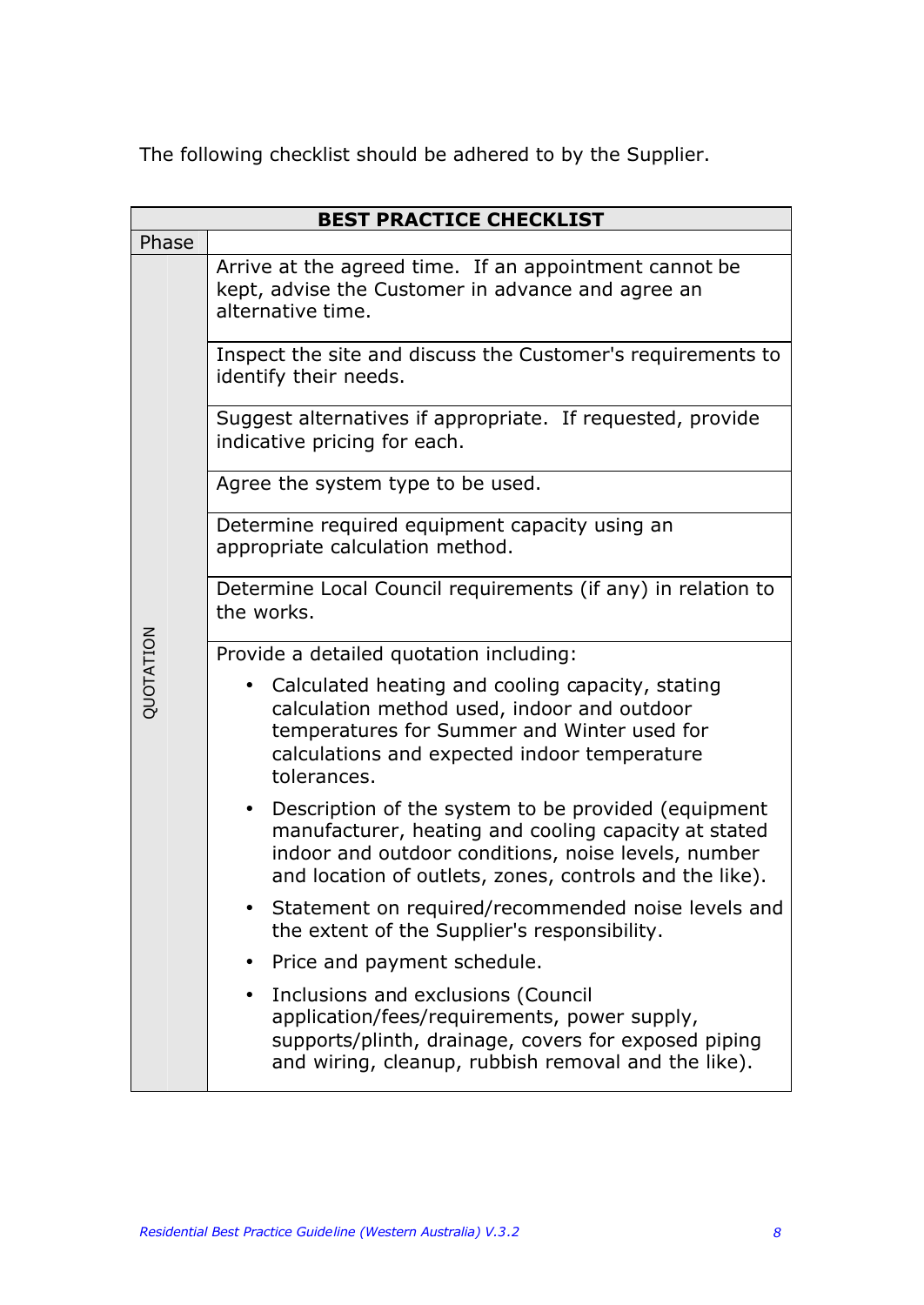The following checklist should be adhered to by the Supplier.

| BEST PRACTICE CHECKLIST | |
|---|---|
| Phase | |
| QUOTATION | Arrive at the agreed time. If an appointment cannot be kept, advise the Customer in advance and agree an alternative time. |
| | Inspect the site and discuss the Customer's requirements to identify their needs. |
| | Suggest alternatives if appropriate. If requested, provide indicative pricing for each. |
| | Agree the system type to be used. |
| | Determine required equipment capacity using an appropriate calculation method. |
| | Determine Local Council requirements (if any) in relation to the works. |
| | Provide a detailed quotation including:<br>• Calculated heating and cooling capacity, stating calculation method used, indoor and outdoor temperatures for Summer and Winter used for calculations and expected indoor temperature tolerances.<br>• Description of the system to be provided (equipment manufacturer, heating and cooling capacity at stated indoor and outdoor conditions, noise levels, number and location of outlets, zones, controls and the like).<br>• Statement on required/recommended noise levels and the extent of the Supplier's responsibility.<br>• Price and payment schedule.<br>• Inclusions and exclusions (Council application/fees/requirements, power supply, supports/plinth, drainage, covers for exposed piping and wiring, cleanup, rubbish removal and the like). |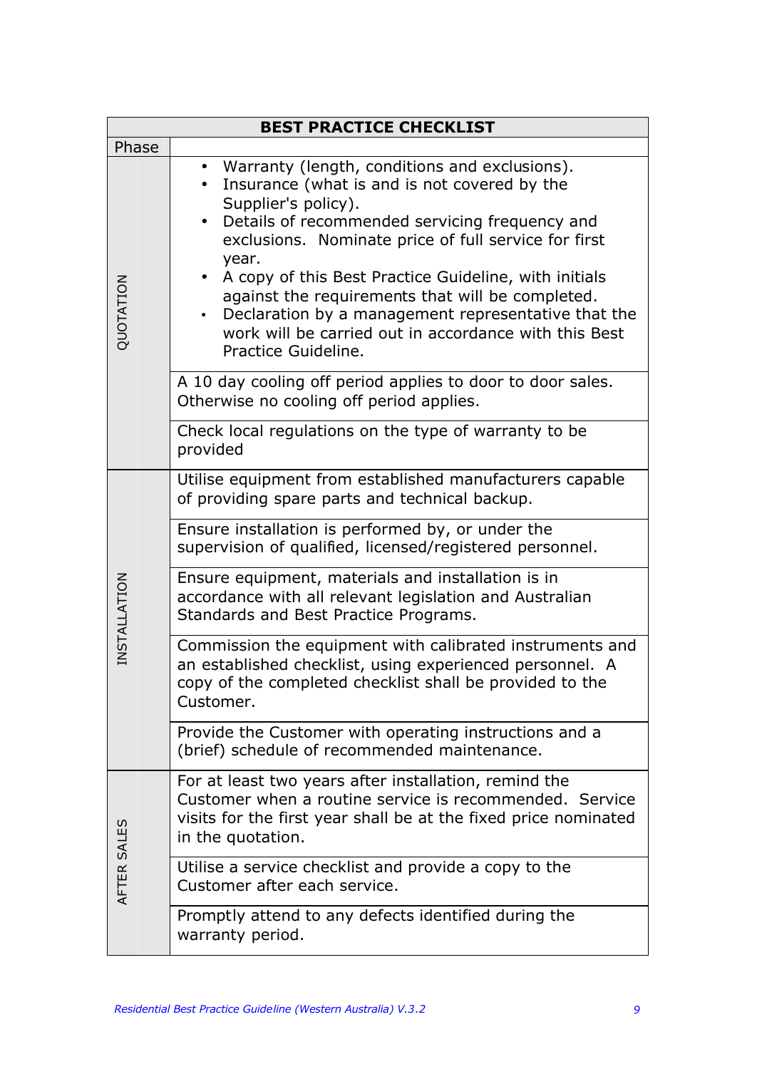| BEST PRACTICE CHECKLIST | |
|---|---|
| Phase | |
| QUOTATION | • Warranty (length, conditions and exclusions).<br>• Insurance (what is and is not covered by the Supplier's policy).<br>• Details of recommended servicing frequency and exclusions. Nominate price of full service for first year.<br>• A copy of this Best Practice Guideline, with initials against the requirements that will be completed.<br>• Declaration by a management representative that the work will be carried out in accordance with this Best Practice Guideline. |
| | A 10 day cooling off period applies to door to door sales. Otherwise no cooling off period applies. |
| | Check local regulations on the type of warranty to be provided |
| INSTALLATION | Utilise equipment from established manufacturers capable of providing spare parts and technical backup. |
| | Ensure installation is performed by, or under the supervision of qualified, licensed/registered personnel. |
| | Ensure equipment, materials and installation is in accordance with all relevant legislation and Australian Standards and Best Practice Programs. |
| | Commission the equipment with calibrated instruments and an established checklist, using experienced personnel. A copy of the completed checklist shall be provided to the Customer. |
| | Provide the Customer with operating instructions and a (brief) schedule of recommended maintenance. |
| AFTER SALES | For at least two years after installation, remind the Customer when a routine service is recommended. Service visits for the first year shall be at the fixed price nominated in the quotation. |
| | Utilise a service checklist and provide a copy to the Customer after each service. |
| | Promptly attend to any defects identified during the warranty period. |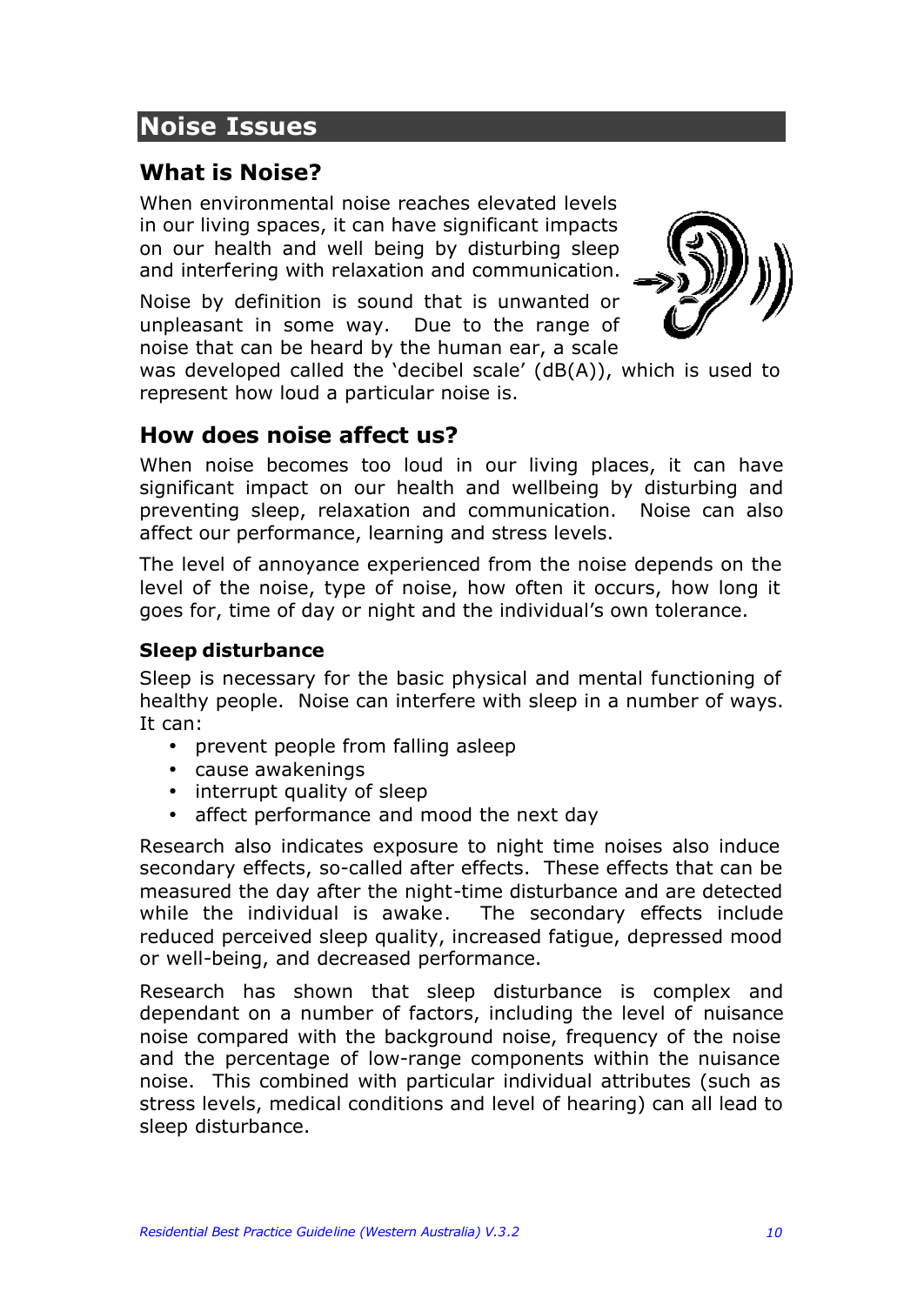# Noise Issues

## What is Noise?

When environmental noise reaches elevated levels in our living spaces, it can have significant impacts on our health and well being by disturbing sleep and interfering with relaxation and communication.

Noise by definition is sound that is unwanted or unpleasant in some way. Due to the range of noise that can be heard by the human ear, a scale was developed called the 'decibel scale' (dB(A)), which is used to represent how loud a particular noise is.

## How does noise affect us?

When noise becomes too loud in our living places, it can have significant impact on our health and wellbeing by disturbing and preventing sleep, relaxation and communication. Noise can also affect our performance, learning and stress levels.

The level of annoyance experienced from the noise depends on the level of the noise, type of noise, how often it occurs, how long it goes for, time of day or night and the individual's own tolerance.

### Sleep disturbance

Sleep is necessary for the basic physical and mental functioning of healthy people. Noise can interfere with sleep in a number of ways. It can:

- prevent people from falling asleep
- cause awakenings
- interrupt quality of sleep
- affect performance and mood the next day

Research also indicates exposure to night time noises also induce secondary effects, so-called after effects. These effects that can be measured the day after the night-time disturbance and are detected while the individual is awake. The secondary effects include reduced perceived sleep quality, increased fatigue, depressed mood or well-being, and decreased performance.

Research has shown that sleep disturbance is complex and dependant on a number of factors, including the level of nuisance noise compared with the background noise, frequency of the noise and the percentage of low-range components within the nuisance noise. This combined with particular individual attributes (such as stress levels, medical conditions and level of hearing) can all lead to sleep disturbance.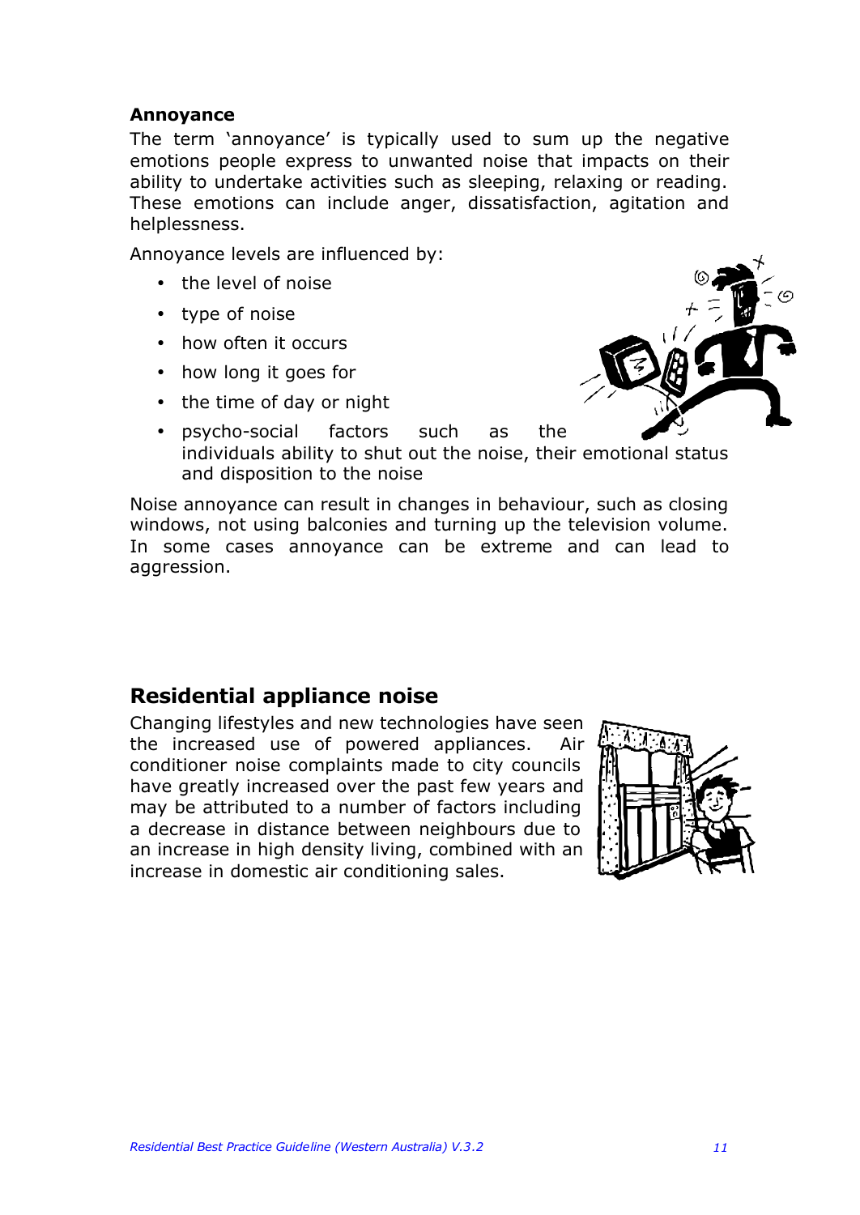**Annoyance**

The term 'annoyance' is typically used to sum up the negative emotions people express to unwanted noise that impacts on their ability to undertake activities such as sleeping, relaxing or reading. These emotions can include anger, dissatisfaction, agitation and helplessness.

Annoyance levels are influenced by:

- the level of noise
- type of noise
- how often it occurs
- how long it goes for
- the time of day or night
- psycho-social factors such as the individuals ability to shut out the noise, their emotional status and disposition to the noise

Noise annoyance can result in changes in behaviour, such as closing windows, not using balconies and turning up the television volume. In some cases annoyance can be extreme and can lead to aggression.

## Residential appliance noise

Changing lifestyles and new technologies have seen the increased use of powered appliances. Air conditioner noise complaints made to city councils have greatly increased over the past few years and may be attributed to a number of factors including a decrease in distance between neighbours due to an increase in high density living, combined with an increase in domestic air conditioning sales.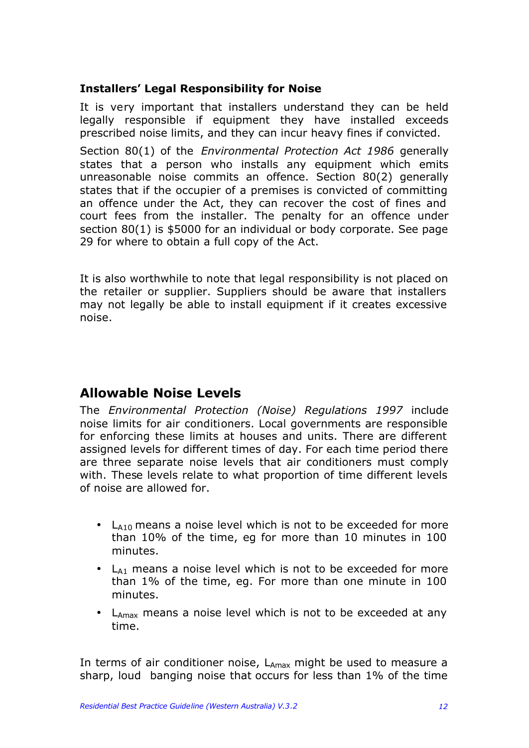### Installers' Legal Responsibility for Noise

It is very important that installers understand they can be held legally responsible if equipment they have installed exceeds prescribed noise limits, and they can incur heavy fines if convicted.

Section 80(1) of the *Environmental Protection Act 1986* generally states that a person who installs any equipment which emits unreasonable noise commits an offence. Section 80(2) generally states that if the occupier of a premises is convicted of committing an offence under the Act, they can recover the cost of fines and court fees from the installer. The penalty for an offence under section 80(1) is $5000 for an individual or body corporate. See page 29 for where to obtain a full copy of the Act.

It is also worthwhile to note that legal responsibility is not placed on the retailer or supplier. Suppliers should be aware that installers may not legally be able to install equipment if it creates excessive noise.

## Allowable Noise Levels

The *Environmental Protection (Noise) Regulations 1997* include noise limits for air conditioners. Local governments are responsible for enforcing these limits at houses and units. There are different assigned levels for different times of day. For each time period there are three separate noise levels that air conditioners must comply with. These levels relate to what proportion of time different levels of noise are allowed for.

- $L_{A10}$ means a noise level which is not to be exceeded for more than 10% of the time, eg for more than 10 minutes in 100 minutes.
- $L_{A1}$ means a noise level which is not to be exceeded for more than 1% of the time, eg. For more than one minute in 100 minutes.
- $L_{Amax}$ means a noise level which is not to be exceeded at any time.

In terms of air conditioner noise, $L_{Amax}$ might be used to measure a sharp, loud banging noise that occurs for less than 1% of the time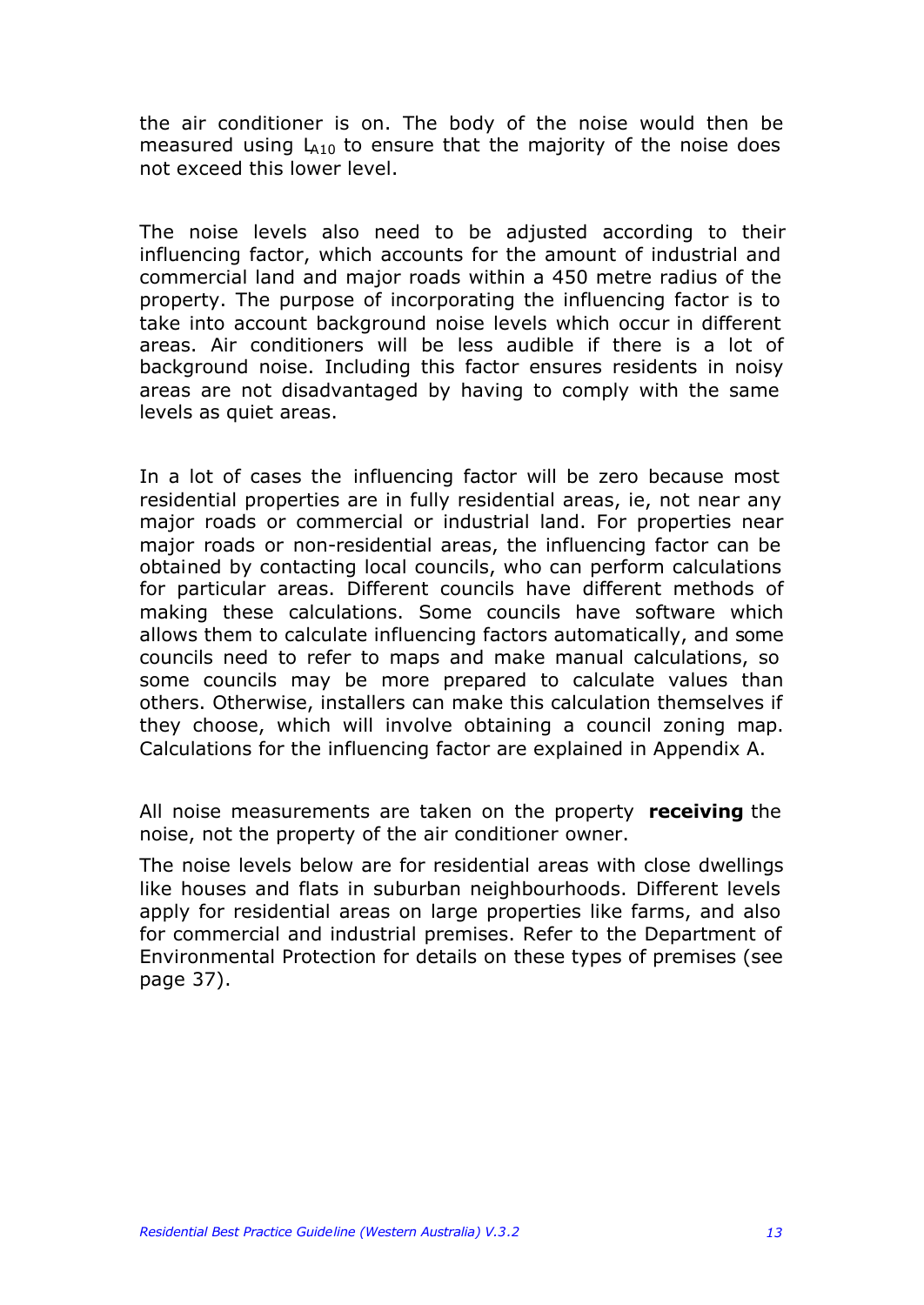the air conditioner is on. The body of the noise would then be measured using $L_{A10}$ to ensure that the majority of the noise does not exceed this lower level.

The noise levels also need to be adjusted according to their influencing factor, which accounts for the amount of industrial and commercial land and major roads within a 450 metre radius of the property. The purpose of incorporating the influencing factor is to take into account background noise levels which occur in different areas. Air conditioners will be less audible if there is a lot of background noise. Including this factor ensures residents in noisy areas are not disadvantaged by having to comply with the same levels as quiet areas.

In a lot of cases the influencing factor will be zero because most residential properties are in fully residential areas, ie, not near any major roads or commercial or industrial land. For properties near major roads or non-residential areas, the influencing factor can be obtained by contacting local councils, who can perform calculations for particular areas. Different councils have different methods of making these calculations. Some councils have software which allows them to calculate influencing factors automatically, and some councils need to refer to maps and make manual calculations, so some councils may be more prepared to calculate values than others. Otherwise, installers can make this calculation themselves if they choose, which will involve obtaining a council zoning map. Calculations for the influencing factor are explained in Appendix A.

All noise measurements are taken on the property **receiving** the noise, not the property of the air conditioner owner.

The noise levels below are for residential areas with close dwellings like houses and flats in suburban neighbourhoods. Different levels apply for residential areas on large properties like farms, and also for commercial and industrial premises. Refer to the Department of Environmental Protection for details on these types of premises (see page 37).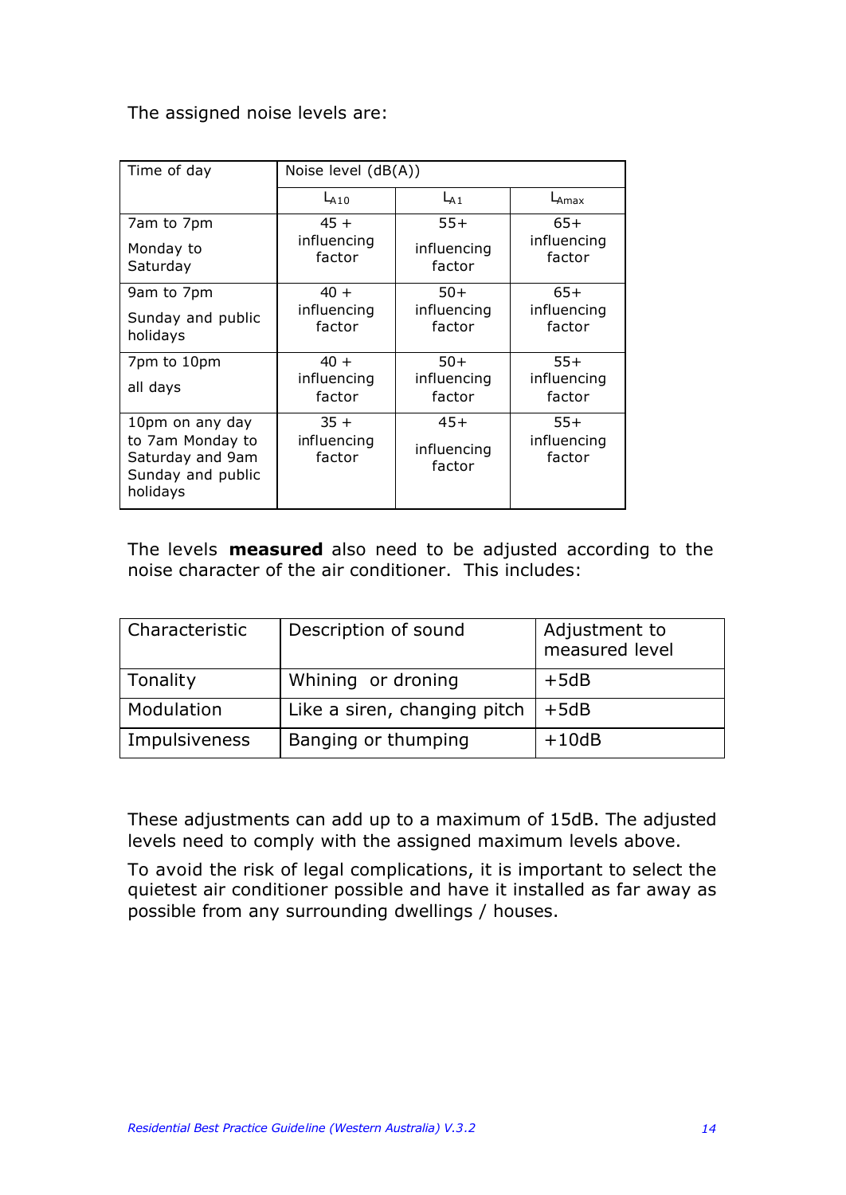The assigned noise levels are:

| Time of day | Noise level (dB(A)) | | |
|---|---|---|---|
| | $L_{A10}$ | $L_{A1}$ | $L_{Amax}$ |
| 7am to 7pm Monday to Saturday | 45 + influencing factor | 55+ influencing factor | 65+ influencing factor |
| 9am to 7pm Sunday and public holidays | 40 + influencing factor | 50+ influencing factor | 65+ influencing factor |
| 7pm to 10pm all days | 40 + influencing factor | 50+ influencing factor | 55+ influencing factor |
| 10pm on any day to 7am Monday to Saturday and 9am Sunday and public holidays | 35 + influencing factor | 45+ influencing factor | 55+ influencing factor |

The levels **measured** also need to be adjusted according to the noise character of the air conditioner. This includes:

| Characteristic | Description of sound | Adjustment to measured level |
|---|---|---|
| Tonality | Whining or droning | +5dB |
| Modulation | Like a siren, changing pitch | +5dB |
| Impulsiveness | Banging or thumping | +10dB |

These adjustments can add up to a maximum of 15dB. The adjusted levels need to comply with the assigned maximum levels above.

To avoid the risk of legal complications, it is important to select the quietest air conditioner possible and have it installed as far away as possible from any surrounding dwellings / houses.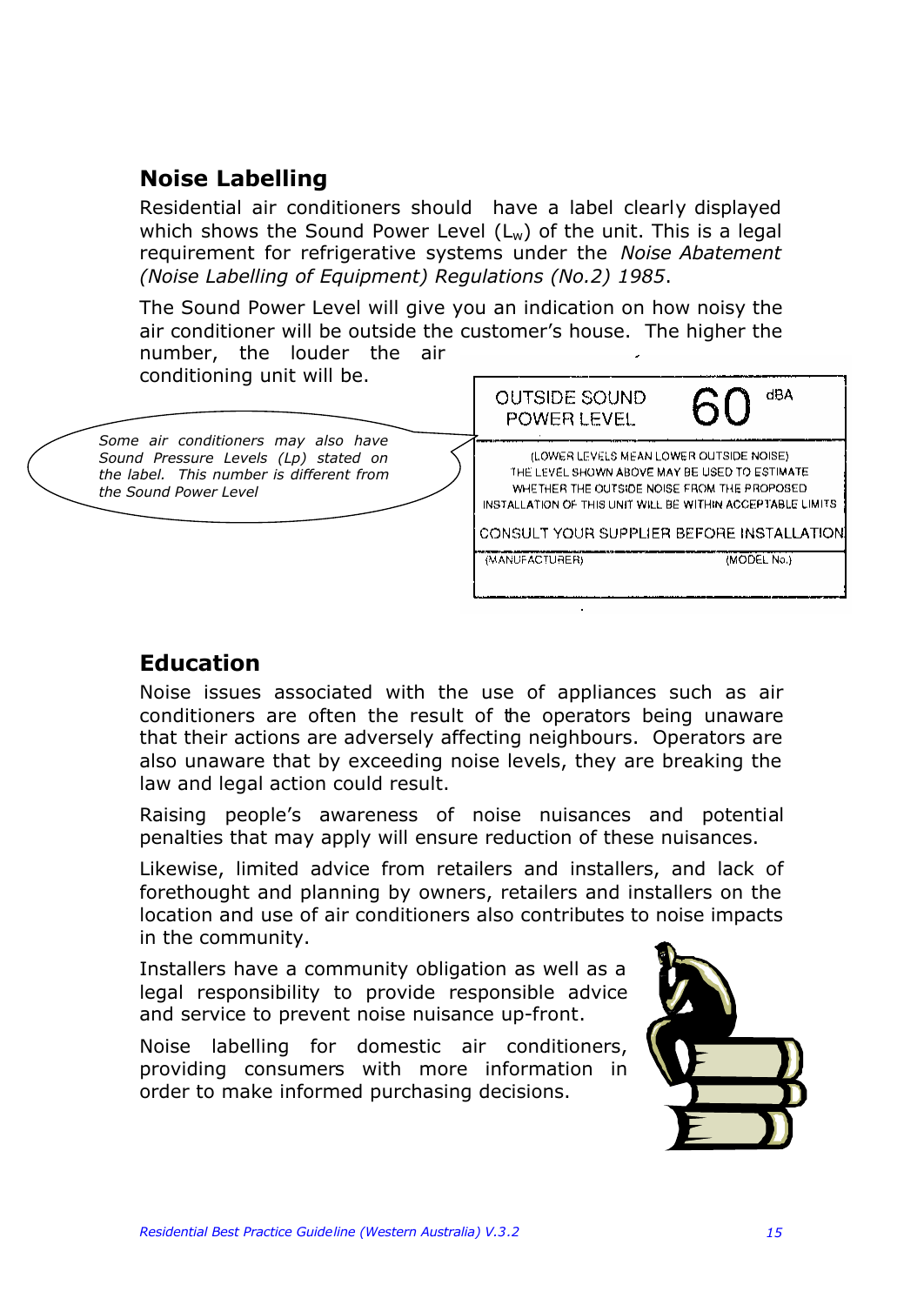## Noise Labelling

Residential air conditioners should have a label clearly displayed which shows the Sound Power Level ($L_w$) of the unit. This is a legal requirement for refrigerative systems under the *Noise Abatement (Noise Labelling of Equipment) Regulations (No.2) 1985*.

The Sound Power Level will give you an indication on how noisy the air conditioner will be outside the customer's house. The higher the number, the louder the air conditioning unit will be.

*Some air conditioners may also have Sound Pressure Levels (Lp) stated on the label. This number is different from the Sound Power Level*

| OUTSIDE SOUND POWER LEVEL | 60 dBA |
|---|---|
| (LOWER LEVELS MEAN LOWER OUTSIDE NOISE) THE LEVEL SHOWN ABOVE MAY BE USED TO ESTIMATE WHETHER THE OUTSIDE NOISE FROM THE PROPOSED INSTALLATION OF THIS UNIT WILL BE WITHIN ACCEPTABLE LIMITS | |
| CONSULT YOUR SUPPLIER BEFORE INSTALLATION | |
| (MANUFACTURER) | (MODEL No.) |

## Education

Noise issues associated with the use of appliances such as air conditioners are often the result of the operators being unaware that their actions are adversely affecting neighbours. Operators are also unaware that by exceeding noise levels, they are breaking the law and legal action could result.

Raising people's awareness of noise nuisances and potential penalties that may apply will ensure reduction of these nuisances.

Likewise, limited advice from retailers and installers, and lack of forethought and planning by owners, retailers and installers on the location and use of air conditioners also contributes to noise impacts in the community.

Installers have a community obligation as well as a legal responsibility to provide responsible advice and service to prevent noise nuisance up-front.

Noise labelling for domestic air conditioners, providing consumers with more information in order to make informed purchasing decisions.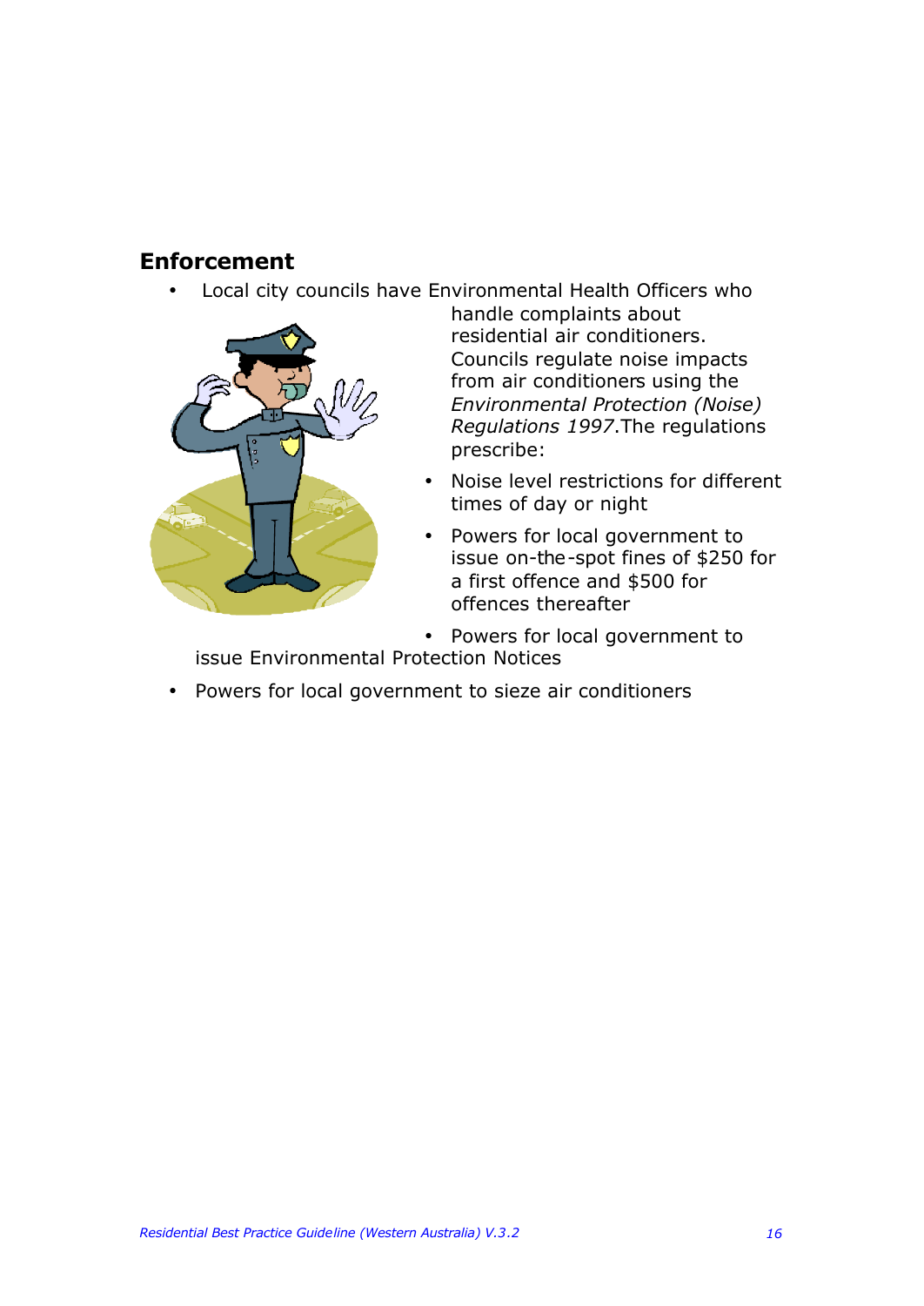## Enforcement

- Local city councils have Environmental Health Officers who handle complaints about residential air conditioners. Councils regulate noise impacts from air conditioners using the *Environmental Protection (Noise) Regulations 1997*.The regulations prescribe:
- Noise level restrictions for different times of day or night
- Powers for local government to issue on-the-spot fines of $250 for a first offence and $500 for offences thereafter
- Powers for local government to issue Environmental Protection Notices
- Powers for local government to sieze air conditioners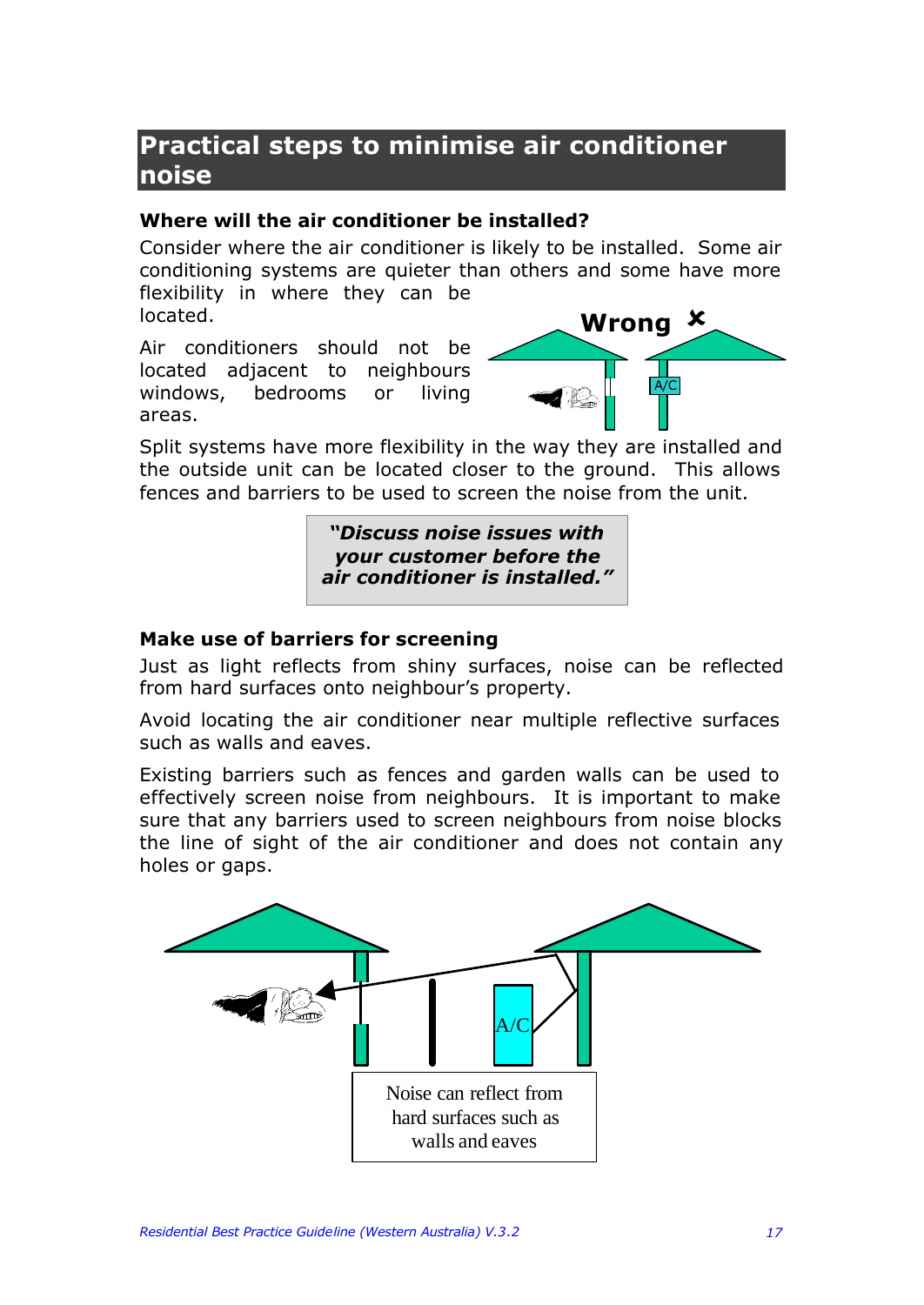## Practical steps to minimise air conditioner noise

### Where will the air conditioner be installed?

Consider where the air conditioner is likely to be installed. Some air conditioning systems are quieter than others and some have more flexibility in where they can be located.

Air conditioners should not be located adjacent to neighbours windows, bedrooms or living areas.

Wrong ✗

A/C

Split systems have more flexibility in the way they are installed and the outside unit can be located closer to the ground. This allows fences and barriers to be used to screen the noise from the unit.

> ***"Discuss noise issues with your customer before the air conditioner is installed."***

### Make use of barriers for screening

Just as light reflects from shiny surfaces, noise can be reflected from hard surfaces onto neighbour's property.

Avoid locating the air conditioner near multiple reflective surfaces such as walls and eaves.

Existing barriers such as fences and garden walls can be used to effectively screen noise from neighbours. It is important to make sure that any barriers used to screen neighbours from noise blocks the line of sight of the air conditioner and does not contain any holes or gaps.

A/C

Noise can reflect from hard surfaces such as walls and eaves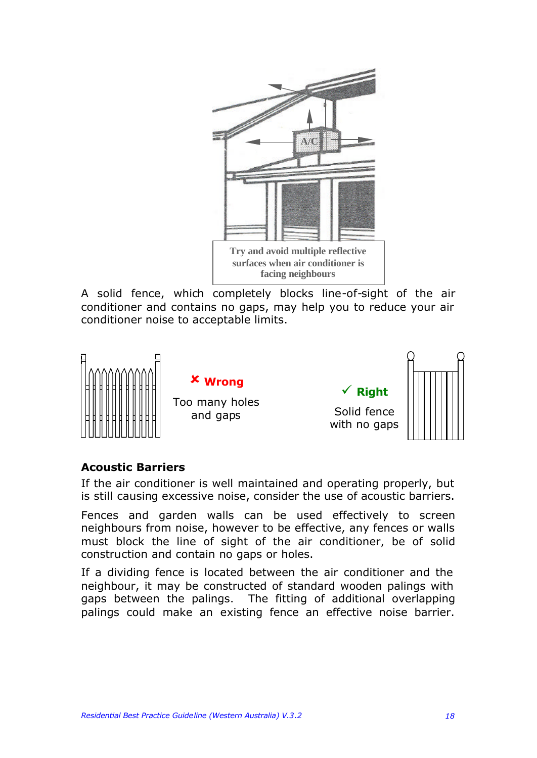Try and avoid multiple reflective surfaces when air conditioner is facing neighbours

A solid fence, which completely blocks line-of-sight of the air conditioner and contains no gaps, may help you to reduce your air conditioner noise to acceptable limits.

✘ **Wrong**

Too many holes and gaps

✓ **Right**

Solid fence with no gaps

### Acoustic Barriers

If the air conditioner is well maintained and operating properly, but is still causing excessive noise, consider the use of acoustic barriers.

Fences and garden walls can be used effectively to screen neighbours from noise, however to be effective, any fences or walls must block the line of sight of the air conditioner, be of solid construction and contain no gaps or holes.

If a dividing fence is located between the air conditioner and the neighbour, it may be constructed of standard wooden palings with gaps between the palings. The fitting of additional overlapping palings could make an existing fence an effective noise barrier.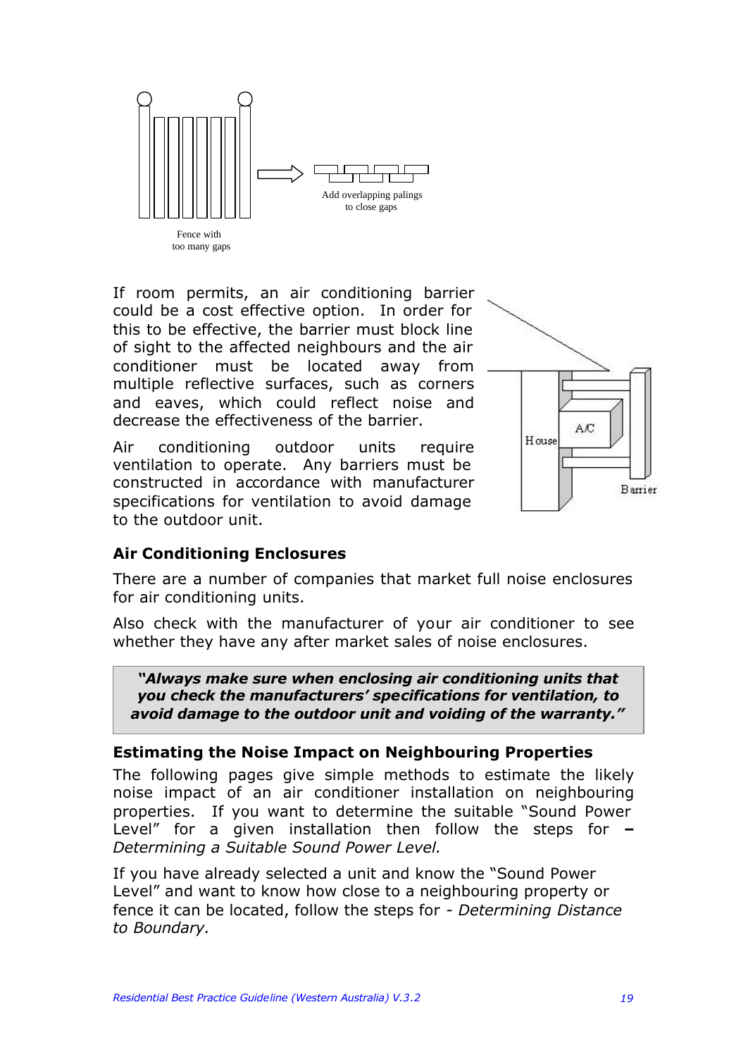Fence with too many gaps

Add overlapping palings to close gaps

If room permits, an air conditioning barrier could be a cost effective option. In order for this to be effective, the barrier must block line of sight to the affected neighbours and the air conditioner must be located away from multiple reflective surfaces, such as corners and eaves, which could reflect noise and decrease the effectiveness of the barrier.

Air conditioning outdoor units require ventilation to operate. Any barriers must be constructed in accordance with manufacturer specifications for ventilation to avoid damage to the outdoor unit.

House A/C Barrier

## Air Conditioning Enclosures

There are a number of companies that market full noise enclosures for air conditioning units.

Also check with the manufacturer of your air conditioner to see whether they have any after market sales of noise enclosures.

> ***"Always make sure when enclosing air conditioning units that you check the manufacturers' specifications for ventilation, to avoid damage to the outdoor unit and voiding of the warranty."***

## Estimating the Noise Impact on Neighbouring Properties

The following pages give simple methods to estimate the likely noise impact of an air conditioner installation on neighbouring properties. If you want to determine the suitable "Sound Power Level" for a given installation then follow the steps for **–** *Determining a Suitable Sound Power Level.*

If you have already selected a unit and know the "Sound Power Level" and want to know how close to a neighbouring property or fence it can be located, follow the steps for - *Determining Distance to Boundary.*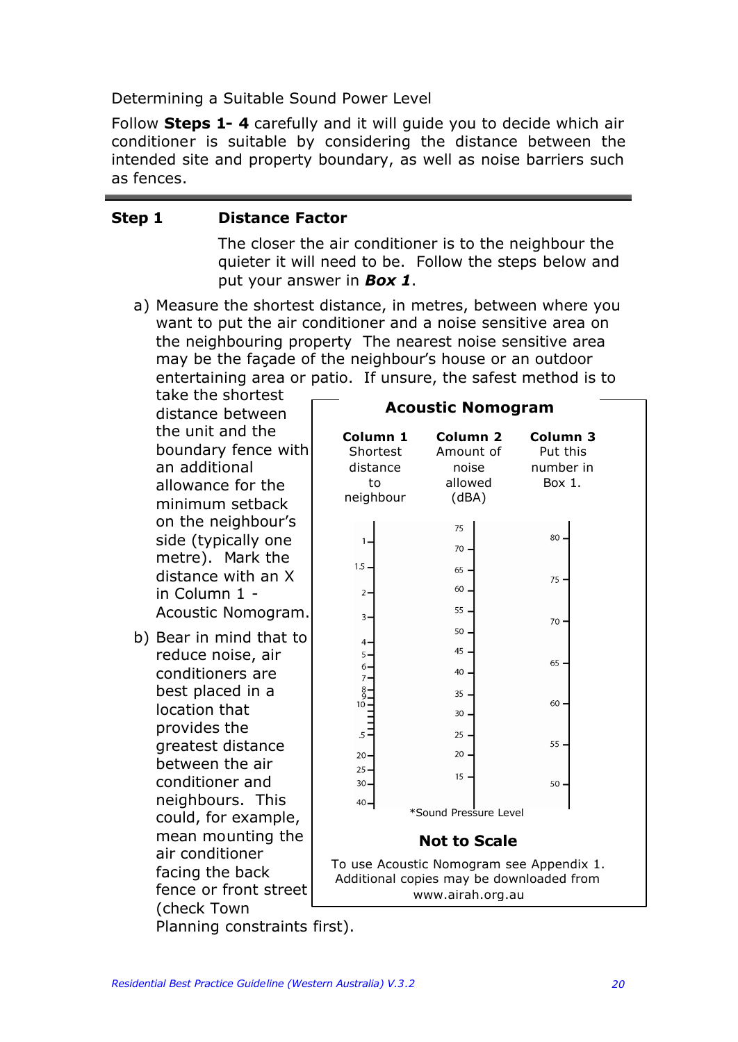Determining a Suitable Sound Power Level

Follow **Steps 1- 4** carefully and it will guide you to decide which air conditioner is suitable by considering the distance between the intended site and property boundary, as well as noise barriers such as fences.

---

**Step 1** **Distance Factor**

The closer the air conditioner is to the neighbour the quieter it will need to be. Follow the steps below and put your answer in ***Box 1***.

a) Measure the shortest distance, in metres, between where you want to put the air conditioner and a noise sensitive area on the neighbouring property The nearest noise sensitive area may be the façade of the neighbour's house or an outdoor entertaining area or patio. If unsure, the safest method is to take the shortest distance between the unit and the boundary fence with an additional allowance for the minimum setback on the neighbour's side (typically one metre). Mark the distance with an X in Column 1 - Acoustic Nomogram.

b) Bear in mind that to reduce noise, air conditioners are best placed in a location that provides the greatest distance between the air conditioner and neighbours. This could, for example, mean mounting the air conditioner facing the back fence or front street (check Town Planning constraints first).

**Acoustic Nomogram**

| Column 1 | Column 2 | Column 3 |
|---|---|---|
| Shortest distance to neighbour | Amount of noise allowed (dBA) | Put this number in Box 1. |
| 1, 1.5, 2, 3, 4, 5, 6, 7, 8, 9, 10, 15, 20, 25, 30, 40 | 75, 70, 65, 60, 55, 50, 45, 40, 35, 30, 25, 20, 15 | 80, 75, 70, 65, 60, 55, 50 |

*Sound Pressure Level

**Not to Scale**

To use Acoustic Nomogram see Appendix 1.
Additional copies may be downloaded from www.airah.org.au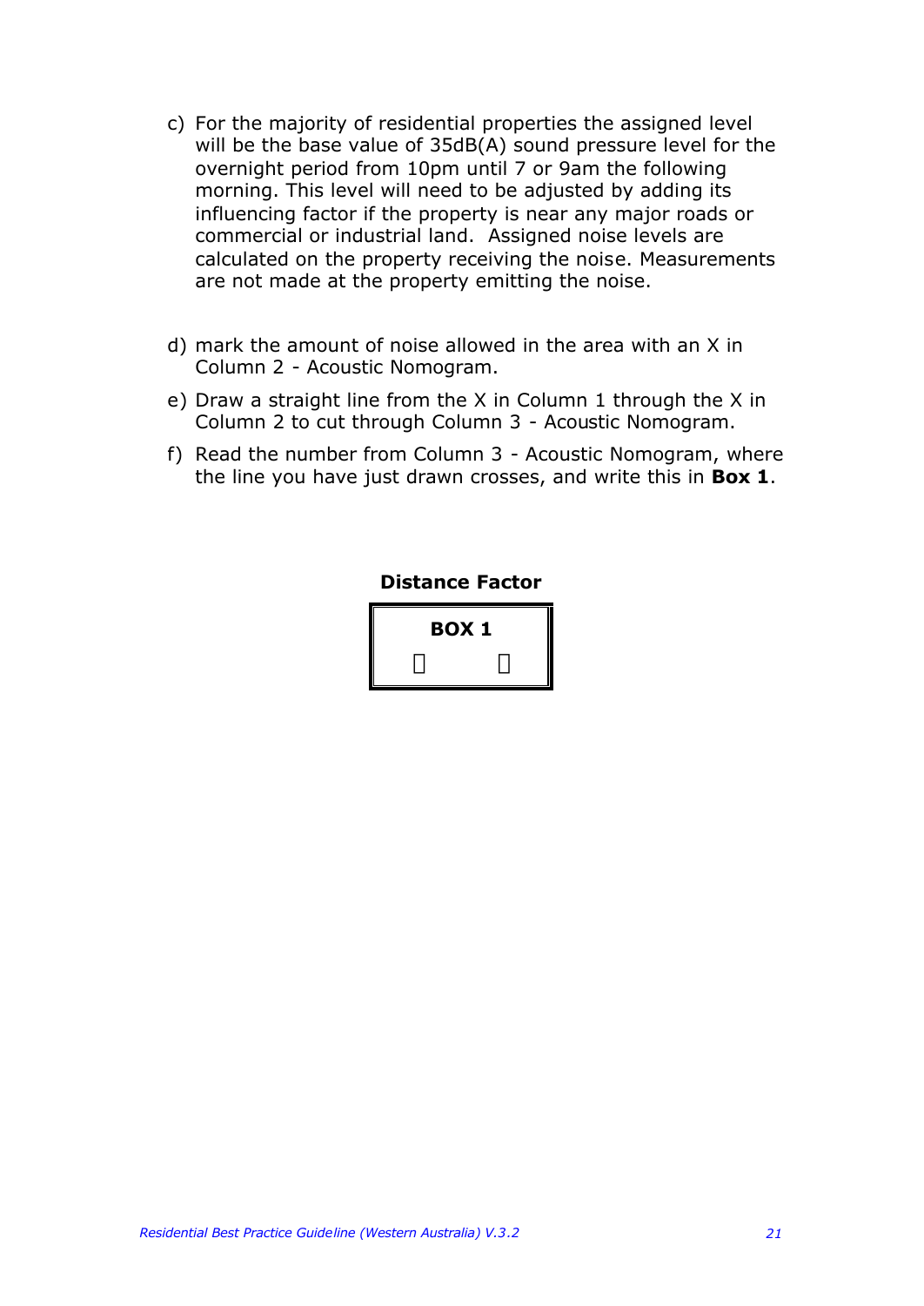c) For the majority of residential properties the assigned level will be the base value of 35dB(A) sound pressure level for the overnight period from 10pm until 7 or 9am the following morning. This level will need to be adjusted by adding its influencing factor if the property is near any major roads or commercial or industrial land. Assigned noise levels are calculated on the property receiving the noise. Measurements are not made at the property emitting the noise.

d) mark the amount of noise allowed in the area with an X in Column 2 - Acoustic Nomogram.

e) Draw a straight line from the X in Column 1 through the X in Column 2 to cut through Column 3 - Acoustic Nomogram.

f) Read the number from Column 3 - Acoustic Nomogram, where the line you have just drawn crosses, and write this in **Box 1**.

**Distance Factor**

| **BOX 1** |
| --- |
| |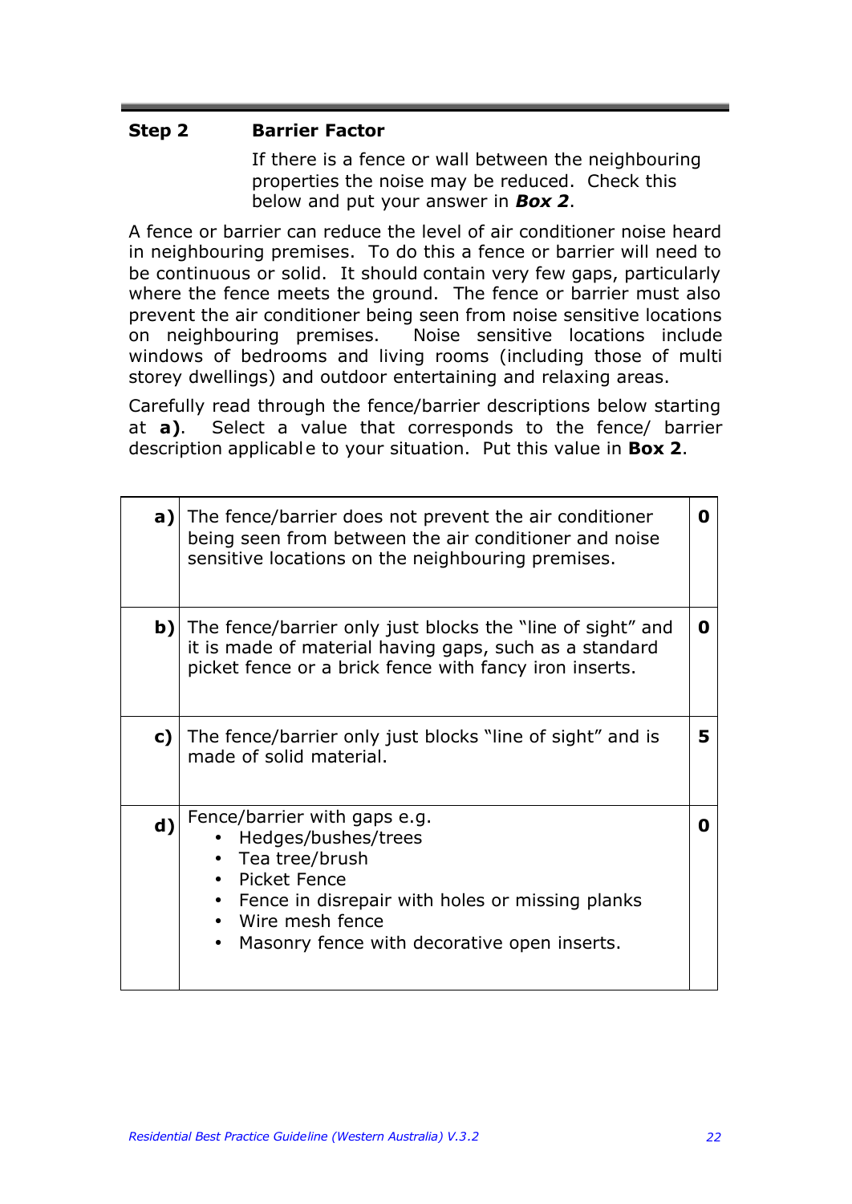## Step 2 Barrier Factor

If there is a fence or wall between the neighbouring properties the noise may be reduced. Check this below and put your answer in ***Box 2***.

A fence or barrier can reduce the level of air conditioner noise heard in neighbouring premises. To do this a fence or barrier will need to be continuous or solid. It should contain very few gaps, particularly where the fence meets the ground. The fence or barrier must also prevent the air conditioner being seen from noise sensitive locations on neighbouring premises. Noise sensitive locations include windows of bedrooms and living rooms (including those of multi storey dwellings) and outdoor entertaining and relaxing areas.

Carefully read through the fence/barrier descriptions below starting at **a)**. Select a value that corresponds to the fence/ barrier description applicable to your situation. Put this value in **Box 2**.

| | | |
|---|---|---|
| **a)** | The fence/barrier does not prevent the air conditioner being seen from between the air conditioner and noise sensitive locations on the neighbouring premises. | **0** |
| **b)** | The fence/barrier only just blocks the "line of sight" and it is made of material having gaps, such as a standard picket fence or a brick fence with fancy iron inserts. | **0** |
| **c)** | The fence/barrier only just blocks "line of sight" and is made of solid material. | **5** |
| **d)** | Fence/barrier with gaps e.g.<br>• Hedges/bushes/trees<br>• Tea tree/brush<br>• Picket Fence<br>• Fence in disrepair with holes or missing planks<br>• Wire mesh fence<br>• Masonry fence with decorative open inserts. | **0** |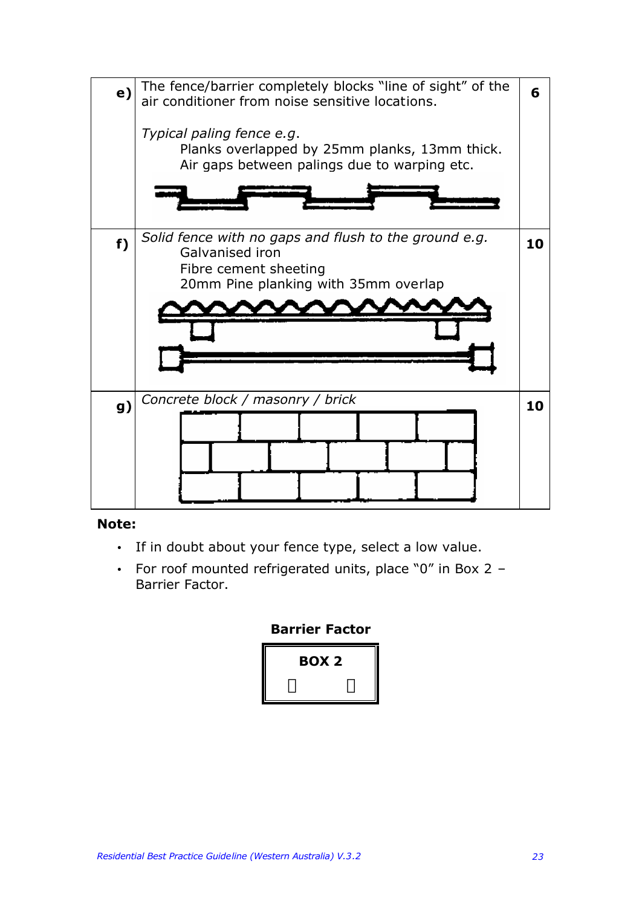| | | |
|---|---|---|
| **e)** | The fence/barrier completely blocks "line of sight" of the air conditioner from noise sensitive locations.<br><br>*Typical paling fence e.g.*<br>Planks overlapped by 25mm planks, 13mm thick.<br>Air gaps between palings due to warping etc. | **6** |
| **f)** | *Solid fence with no gaps and flush to the ground e.g.*<br>Galvanised iron<br>Fibre cement sheeting<br>20mm Pine planking with 35mm overlap | **10** |
| **g)** | *Concrete block / masonry / brick* | **10** |

**Note:**

- If in doubt about your fence type, select a low value.
- For roof mounted refrigerated units, place "0" in Box 2 – Barrier Factor.

**Barrier Factor**

| **BOX 2** |
|---|
| |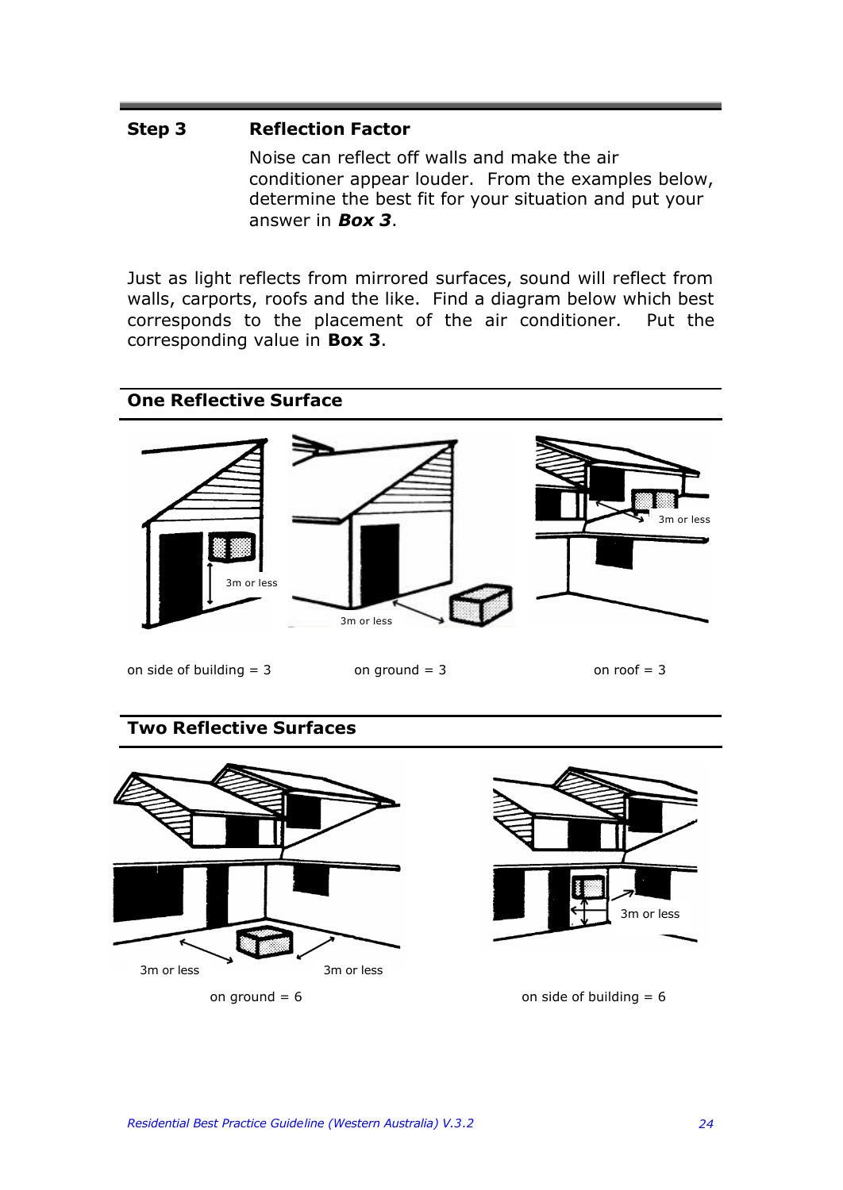## Step 3 Reflection Factor

Noise can reflect off walls and make the air conditioner appear louder. From the examples below, determine the best fit for your situation and put your answer in ***Box 3***.

Just as light reflects from mirrored surfaces, sound will reflect from walls, carports, roofs and the like. Find a diagram below which best corresponds to the placement of the air conditioner. Put the corresponding value in **Box 3**.

### One Reflective Surface

3m or less

3m or less

3m or less

on side of building = 3

on ground = 3

on roof = 3

### Two Reflective Surfaces

3m or less

3m or less

on ground = 6

3m or less

on side of building = 6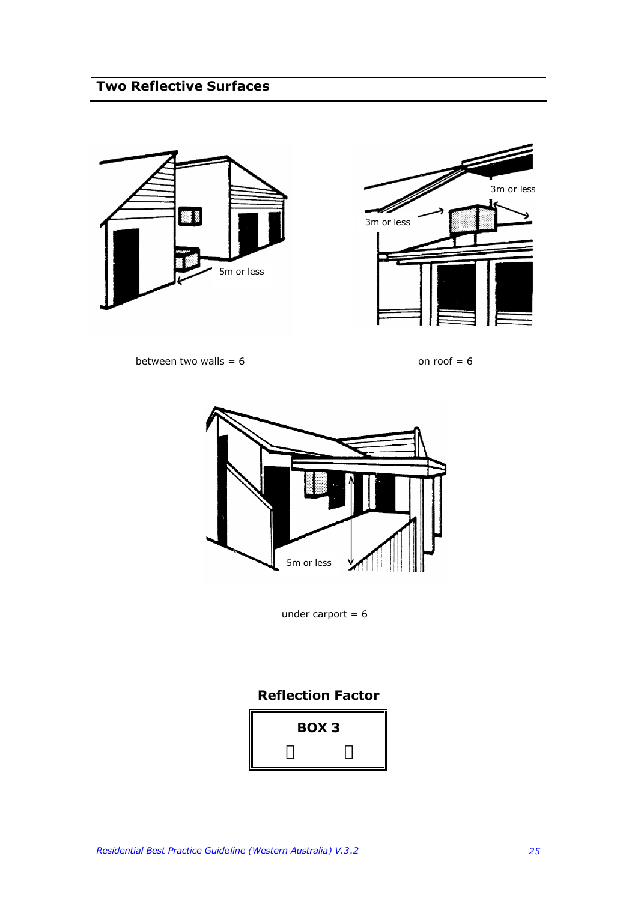## Two Reflective Surfaces

5m or less

between two walls = 6

3m or less

3m or less

on roof = 6

5m or less

under carport = 6

**Reflection Factor**

**BOX 3**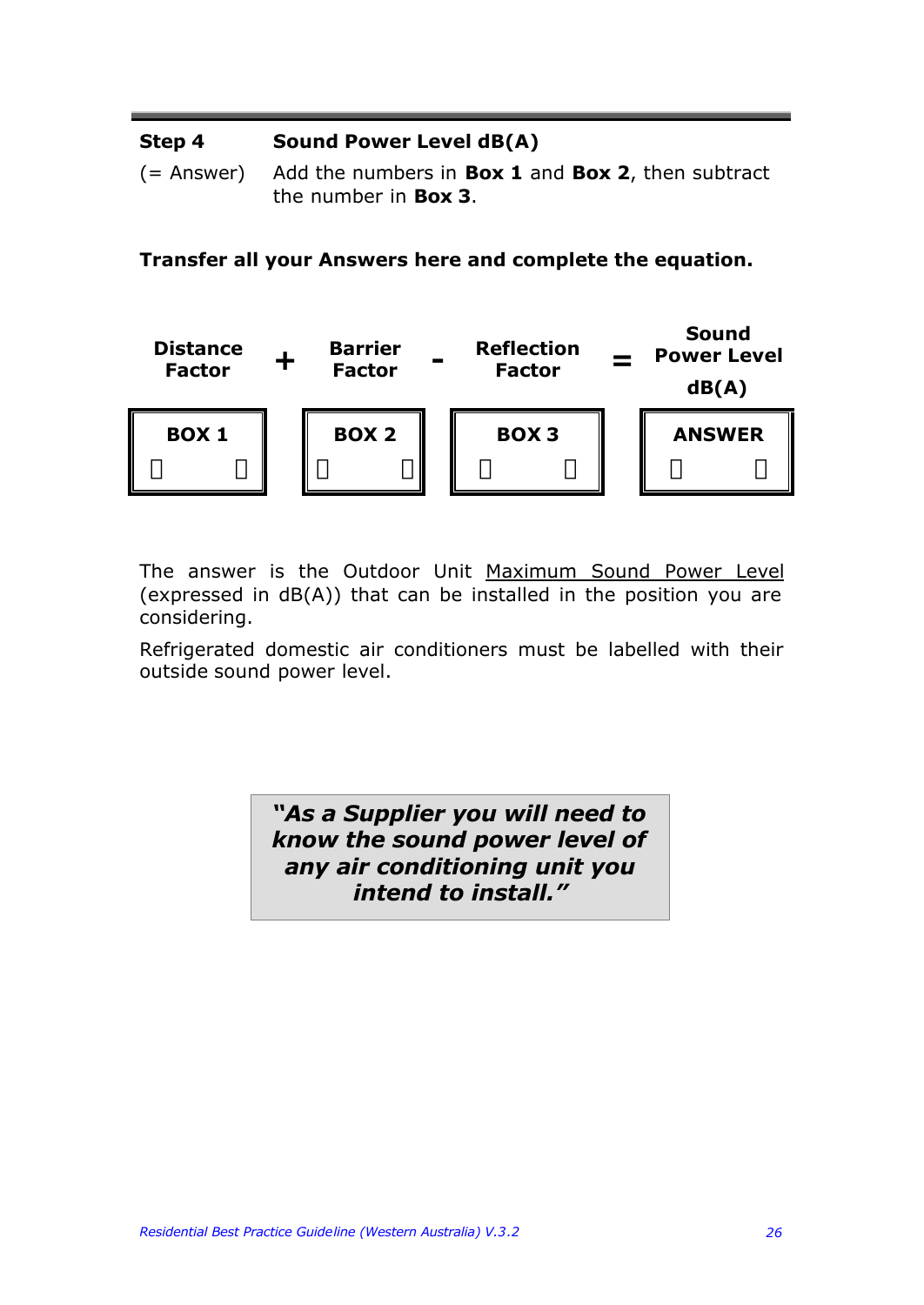| **Step 4** | **Sound Power Level dB(A)** |
|---|---|
| (= Answer) | Add the numbers in **Box 1** and **Box 2**, then subtract the number in **Box 3**. |

**Transfer all your Answers here and complete the equation.**

| **Distance Factor** | **+** | **Barrier Factor** | **-** | **Reflection Factor** | **=** | **Sound Power Level dB(A)** |
|---|---|---|---|---|---|---|
| **BOX 1** | | **BOX 2** | | **BOX 3** | | **ANSWER** |

The answer is the Outdoor Unit Maximum Sound Power Level (expressed in dB(A)) that can be installed in the position you are considering.

Refrigerated domestic air conditioners must be labelled with their outside sound power level.

> ***"As a Supplier you will need to know the sound power level of any air conditioning unit you intend to install."***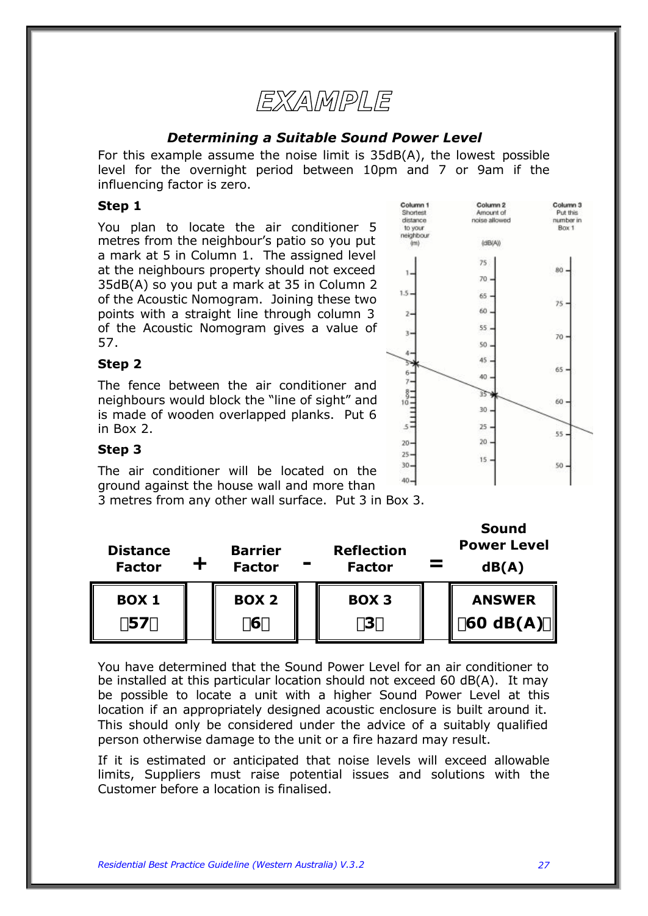# EXAMPLE

### *Determining a Suitable Sound Power Level*

For this example assume the noise limit is 35dB(A), the lowest possible level for the overnight period between 10pm and 7 or 9am if the influencing factor is zero.

**Step 1**

You plan to locate the air conditioner 5 metres from the neighbour's patio so you put a mark at 5 in Column 1. The assigned level at the neighbours property should not exceed 35dB(A) so you put a mark at 35 in Column 2 of the Acoustic Nomogram. Joining these two points with a straight line through column 3 of the Acoustic Nomogram gives a value of 57.

Column 1 Shortest distance to your neighbour (m) | Column 2 Amount of noise allowed (dB(A)) | Column 3 Put this number in Box 1

**Step 2**

The fence between the air conditioner and neighbours would block the "line of sight" and is made of wooden overlapped planks. Put 6 in Box 2.

**Step 3**

The air conditioner will be located on the ground against the house wall and more than 3 metres from any other wall surface. Put 3 in Box 3.

| Distance Factor | + | Barrier Factor | - | Reflection Factor | = | Sound Power Level dB(A) |
|---|---|---|---|---|---|---|
| **BOX 1** **57** | | **BOX 2** **6** | | **BOX 3** **3** | | **ANSWER** **60 dB(A)** |

You have determined that the Sound Power Level for an air conditioner to be installed at this particular location should not exceed 60 dB(A). It may be possible to locate a unit with a higher Sound Power Level at this location if an appropriately designed acoustic enclosure is built around it. This should only be considered under the advice of a suitably qualified person otherwise damage to the unit or a fire hazard may result.

If it is estimated or anticipated that noise levels will exceed allowable limits, Suppliers must raise potential issues and solutions with the Customer before a location is finalised.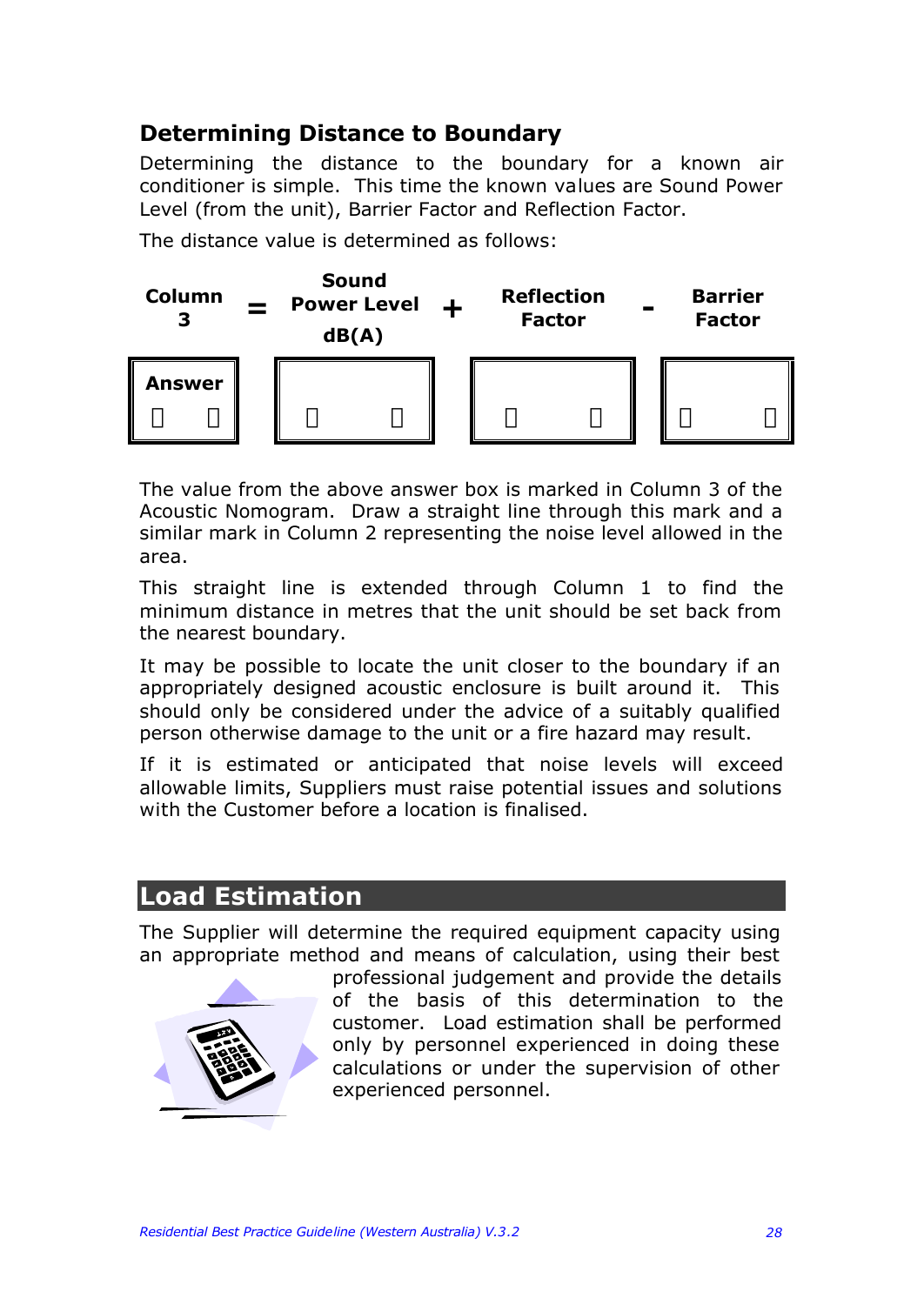### Determining Distance to Boundary

Determining the distance to the boundary for a known air conditioner is simple. This time the known values are Sound Power Level (from the unit), Barrier Factor and Reflection Factor.

The distance value is determined as follows:

| **Column 3** | = | **Sound Power Level dB(A)** | + | **Reflection Factor** | - | **Barrier Factor** |
|---|---|---|---|---|---|---|
| **Answer** | | | | | | |

The value from the above answer box is marked in Column 3 of the Acoustic Nomogram. Draw a straight line through this mark and a similar mark in Column 2 representing the noise level allowed in the area.

This straight line is extended through Column 1 to find the minimum distance in metres that the unit should be set back from the nearest boundary.

It may be possible to locate the unit closer to the boundary if an appropriately designed acoustic enclosure is built around it. This should only be considered under the advice of a suitably qualified person otherwise damage to the unit or a fire hazard may result.

If it is estimated or anticipated that noise levels will exceed allowable limits, Suppliers must raise potential issues and solutions with the Customer before a location is finalised.

## Load Estimation

The Supplier will determine the required equipment capacity using an appropriate method and means of calculation, using their best professional judgement and provide the details of the basis of this determination to the customer. Load estimation shall be performed only by personnel experienced in doing these calculations or under the supervision of other experienced personnel.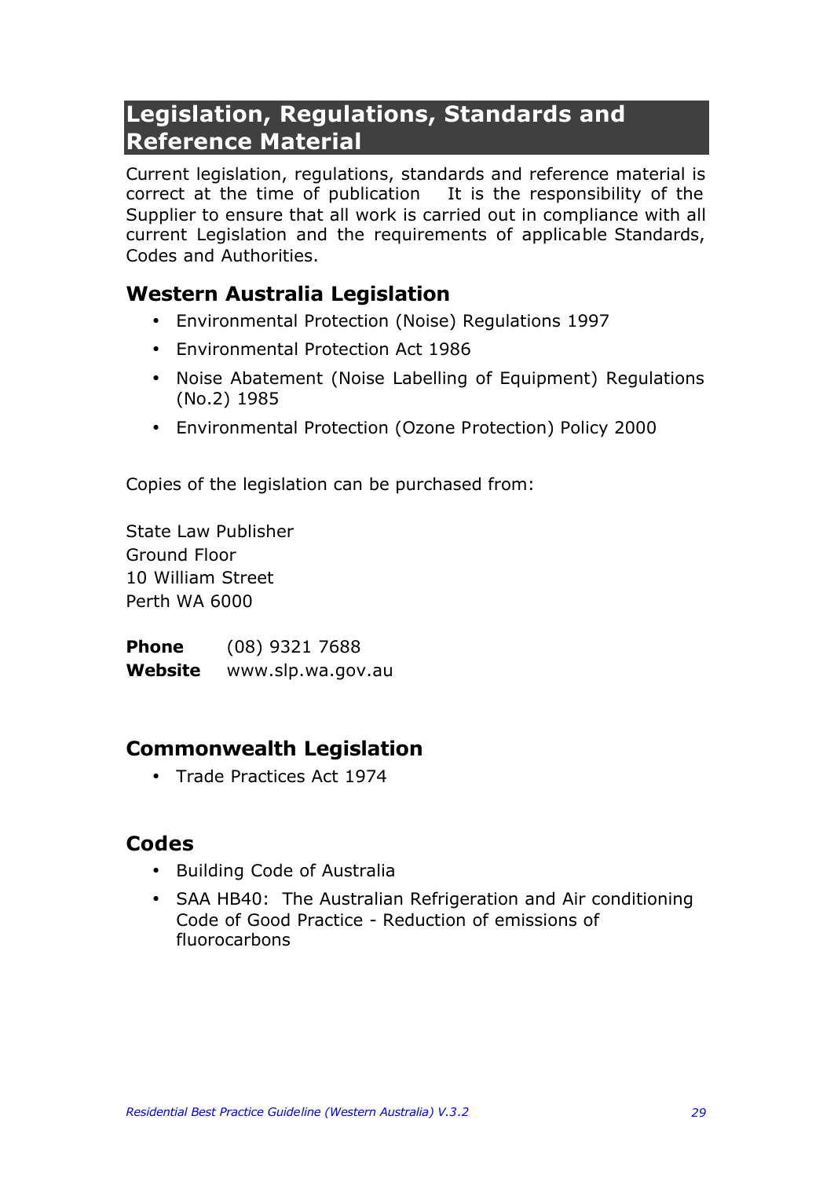# Legislation, Regulations, Standards and Reference Material

Current legislation, regulations, standards and reference material is correct at the time of publication It is the responsibility of the Supplier to ensure that all work is carried out in compliance with all current Legislation and the requirements of applicable Standards, Codes and Authorities.

## Western Australia Legislation

- Environmental Protection (Noise) Regulations 1997
- Environmental Protection Act 1986
- Noise Abatement (Noise Labelling of Equipment) Regulations (No.2) 1985
- Environmental Protection (Ozone Protection) Policy 2000

Copies of the legislation can be purchased from:

State Law Publisher
Ground Floor
10 William Street
Perth WA 6000

**Phone** (08) 9321 7688
**Website** www.slp.wa.gov.au

## Commonwealth Legislation

- Trade Practices Act 1974

## Codes

- Building Code of Australia
- SAA HB40: The Australian Refrigeration and Air conditioning Code of Good Practice - Reduction of emissions of fluorocarbons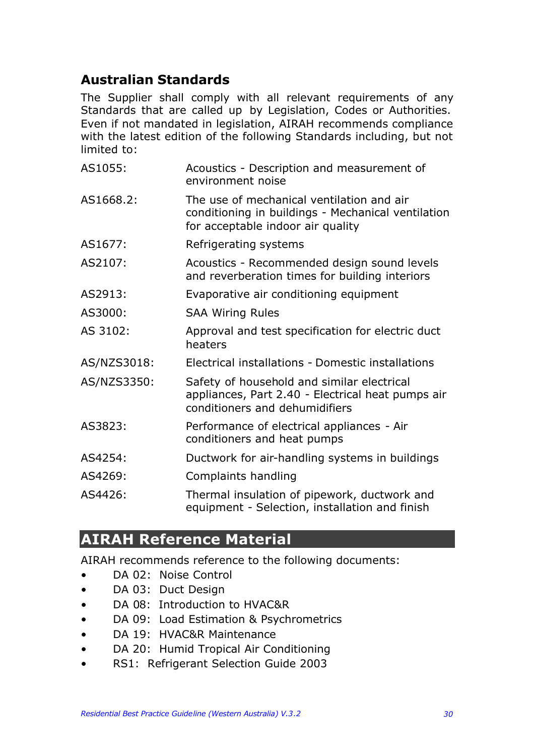## Australian Standards

The Supplier shall comply with all relevant requirements of any Standards that are called up by Legislation, Codes or Authorities. Even if not mandated in legislation, AIRAH recommends compliance with the latest edition of the following Standards including, but not limited to:

| | |
|---|---|
| AS1055: | Acoustics - Description and measurement of environment noise |
| AS1668.2: | The use of mechanical ventilation and air conditioning in buildings - Mechanical ventilation for acceptable indoor air quality |
| AS1677: | Refrigerating systems |
| AS2107: | Acoustics - Recommended design sound levels and reverberation times for building interiors |
| AS2913: | Evaporative air conditioning equipment |
| AS3000: | SAA Wiring Rules |
| AS 3102: | Approval and test specification for electric duct heaters |
| AS/NZS3018: | Electrical installations - Domestic installations |
| AS/NZS3350: | Safety of household and similar electrical appliances, Part 2.40 - Electrical heat pumps air conditioners and dehumidifiers |
| AS3823: | Performance of electrical appliances - Air conditioners and heat pumps |
| AS4254: | Ductwork for air-handling systems in buildings |
| AS4269: | Complaints handling |
| AS4426: | Thermal insulation of pipework, ductwork and equipment - Selection, installation and finish |

## AIRAH Reference Material

AIRAH recommends reference to the following documents:

- DA 02: Noise Control
- DA 03: Duct Design
- DA 08: Introduction to HVAC&R
- DA 09: Load Estimation & Psychrometrics
- DA 19: HVAC&R Maintenance
- DA 20: Humid Tropical Air Conditioning
- RS1: Refrigerant Selection Guide 2003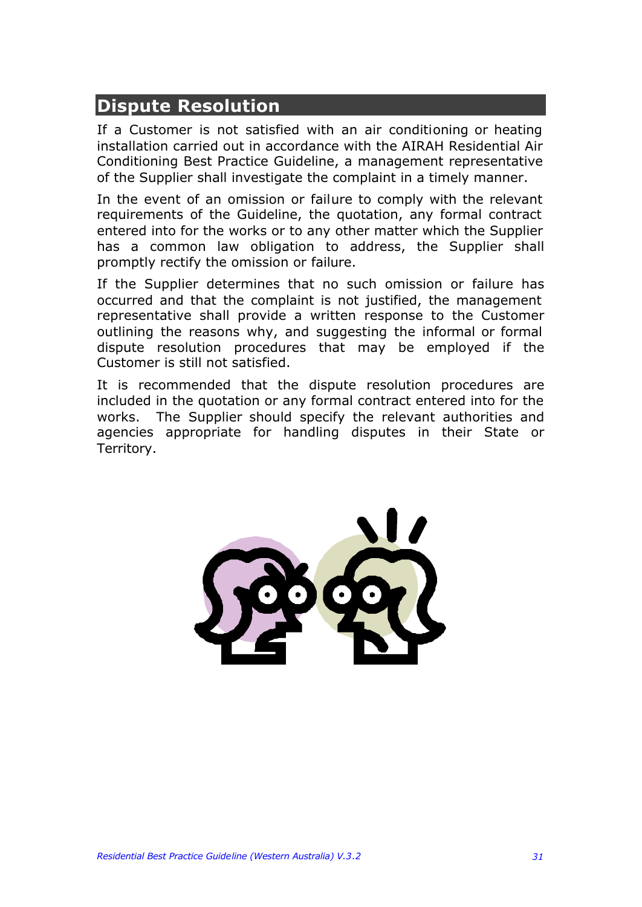## Dispute Resolution

If a Customer is not satisfied with an air conditioning or heating installation carried out in accordance with the AIRAH Residential Air Conditioning Best Practice Guideline, a management representative of the Supplier shall investigate the complaint in a timely manner.

In the event of an omission or failure to comply with the relevant requirements of the Guideline, the quotation, any formal contract entered into for the works or to any other matter which the Supplier has a common law obligation to address, the Supplier shall promptly rectify the omission or failure.

If the Supplier determines that no such omission or failure has occurred and that the complaint is not justified, the management representative shall provide a written response to the Customer outlining the reasons why, and suggesting the informal or formal dispute resolution procedures that may be employed if the Customer is still not satisfied.

It is recommended that the dispute resolution procedures are included in the quotation or any formal contract entered into for the works. The Supplier should specify the relevant authorities and agencies appropriate for handling disputes in their State or Territory.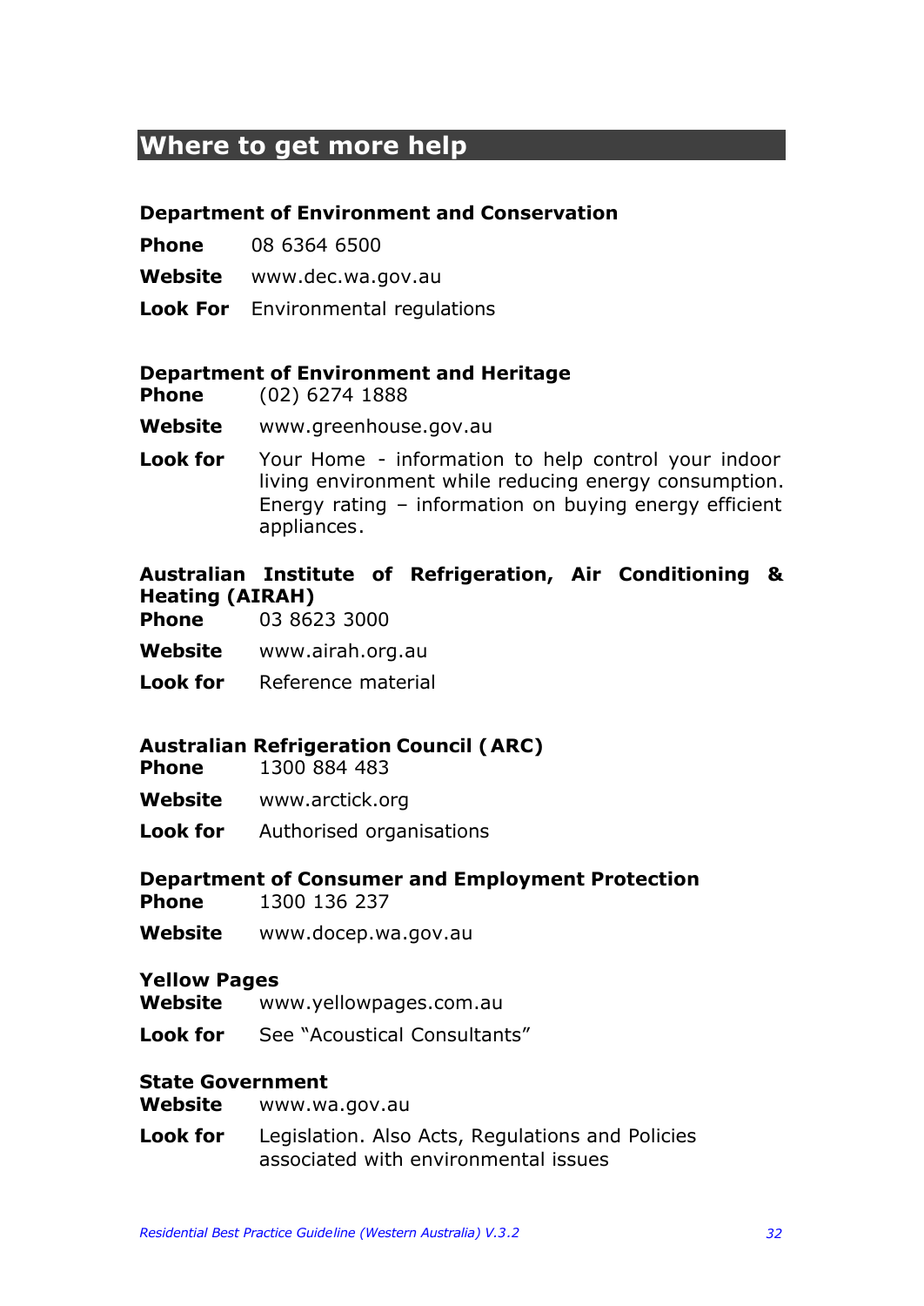## Where to get more help

### Department of Environment and Conservation

**Phone** 08 6364 6500

**Website** www.dec.wa.gov.au

**Look For** Environmental regulations

### Department of Environment and Heritage

**Phone** (02) 6274 1888

**Website** www.greenhouse.gov.au

**Look for** Your Home - information to help control your indoor living environment while reducing energy consumption. Energy rating – information on buying energy efficient appliances.

### Australian Institute of Refrigeration, Air Conditioning & Heating (AIRAH)

**Phone** 03 8623 3000

**Website** www.airah.org.au

**Look for** Reference material

### Australian Refrigeration Council (ARC)

**Phone** 1300 884 483

**Website** www.arctick.org

**Look for** Authorised organisations

### Department of Consumer and Employment Protection

**Phone** 1300 136 237

**Website** www.docep.wa.gov.au

### Yellow Pages

**Website** www.yellowpages.com.au

**Look for** See "Acoustical Consultants"

### State Government

**Website** www.wa.gov.au

**Look for** Legislation. Also Acts, Regulations and Policies associated with environmental issues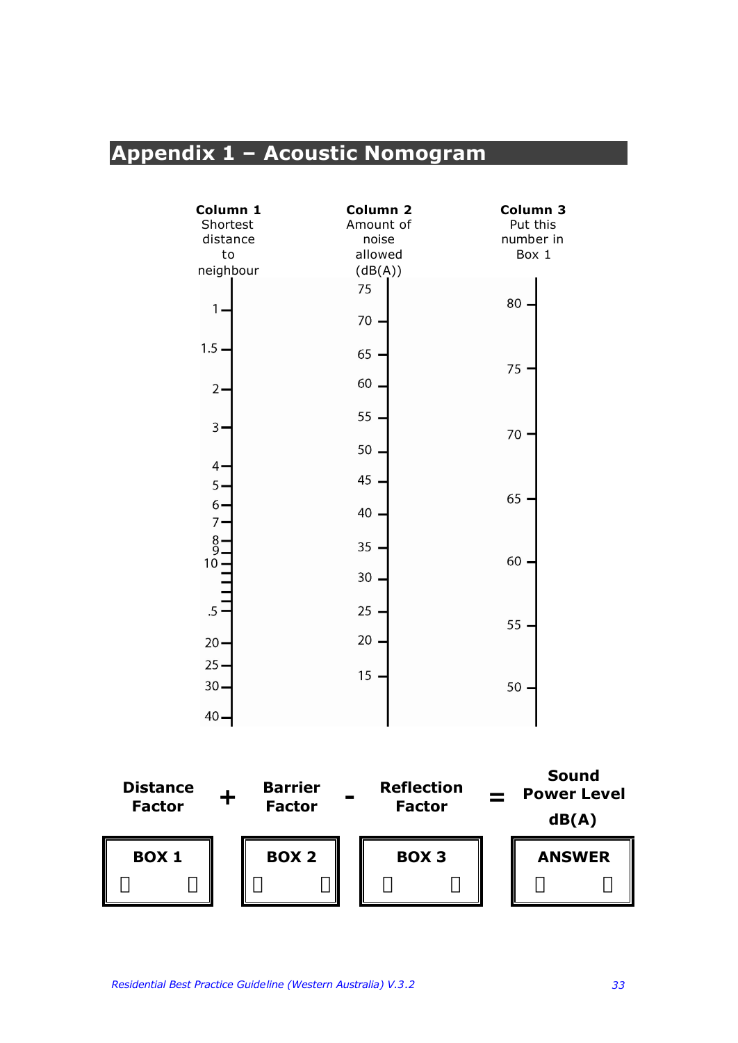# Appendix 1 – Acoustic Nomogram

| Column 1 Shortest distance to neighbour | Column 2 Amount of noise allowed (dB(A)) | Column 3 Put this number in Box 1 |
|---|---|---|
| 1 | 75 | 80 |
| 1.5 | 70 | 75 |
| 2 | 65 | 70 |
| 3 | 60 | 65 |
| 4 | 55 | 60 |
| 5 | 50 | 55 |
| 6 | 45 | 50 |
| 7 | 40 | |
| 8 | 35 | |
| 9 | 30 | |
| 10 | 25 | |
| .5 | 20 | |
| 20 | 15 | |
| 25 | | |
| 30 | | |
| 40 | | |

**Distance Factor** + **Barrier Factor** - **Reflection Factor** = **Sound Power Level dB(A)**

| BOX 1 | BOX 2 | BOX 3 | ANSWER |
|---|---|---|---|
| | | | |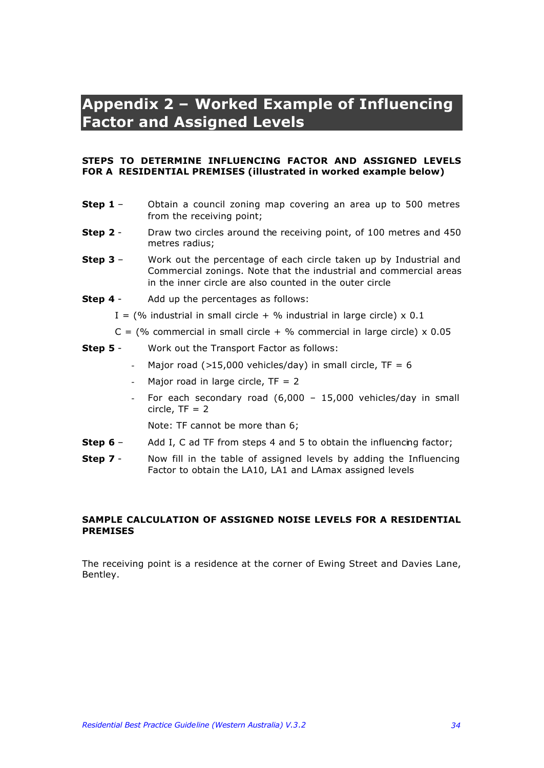# Appendix 2 – Worked Example of Influencing Factor and Assigned Levels

**STEPS TO DETERMINE INFLUENCING FACTOR AND ASSIGNED LEVELS FOR A RESIDENTIAL PREMISES (illustrated in worked example below)**

**Step 1** – Obtain a council zoning map covering an area up to 500 metres from the receiving point;

**Step 2** - Draw two circles around the receiving point, of 100 metres and 450 metres radius;

**Step 3** – Work out the percentage of each circle taken up by Industrial and Commercial zonings. Note that the industrial and commercial areas in the inner circle are also counted in the outer circle

**Step 4** - Add up the percentages as follows:

I = (% industrial in small circle + % industrial in large circle) x 0.1

C = (% commercial in small circle + % commercial in large circle) x 0.05

**Step 5** - Work out the Transport Factor as follows:

- Major road (>15,000 vehicles/day) in small circle, TF = 6
- Major road in large circle, TF = 2
- For each secondary road (6,000 – 15,000 vehicles/day in small circle, TF = 2

Note: TF cannot be more than 6;

**Step 6** – Add I, C ad TF from steps 4 and 5 to obtain the influencing factor;

**Step 7** - Now fill in the table of assigned levels by adding the Influencing Factor to obtain the LA10, LA1 and LAmax assigned levels

**SAMPLE CALCULATION OF ASSIGNED NOISE LEVELS FOR A RESIDENTIAL PREMISES**

The receiving point is a residence at the corner of Ewing Street and Davies Lane, Bentley.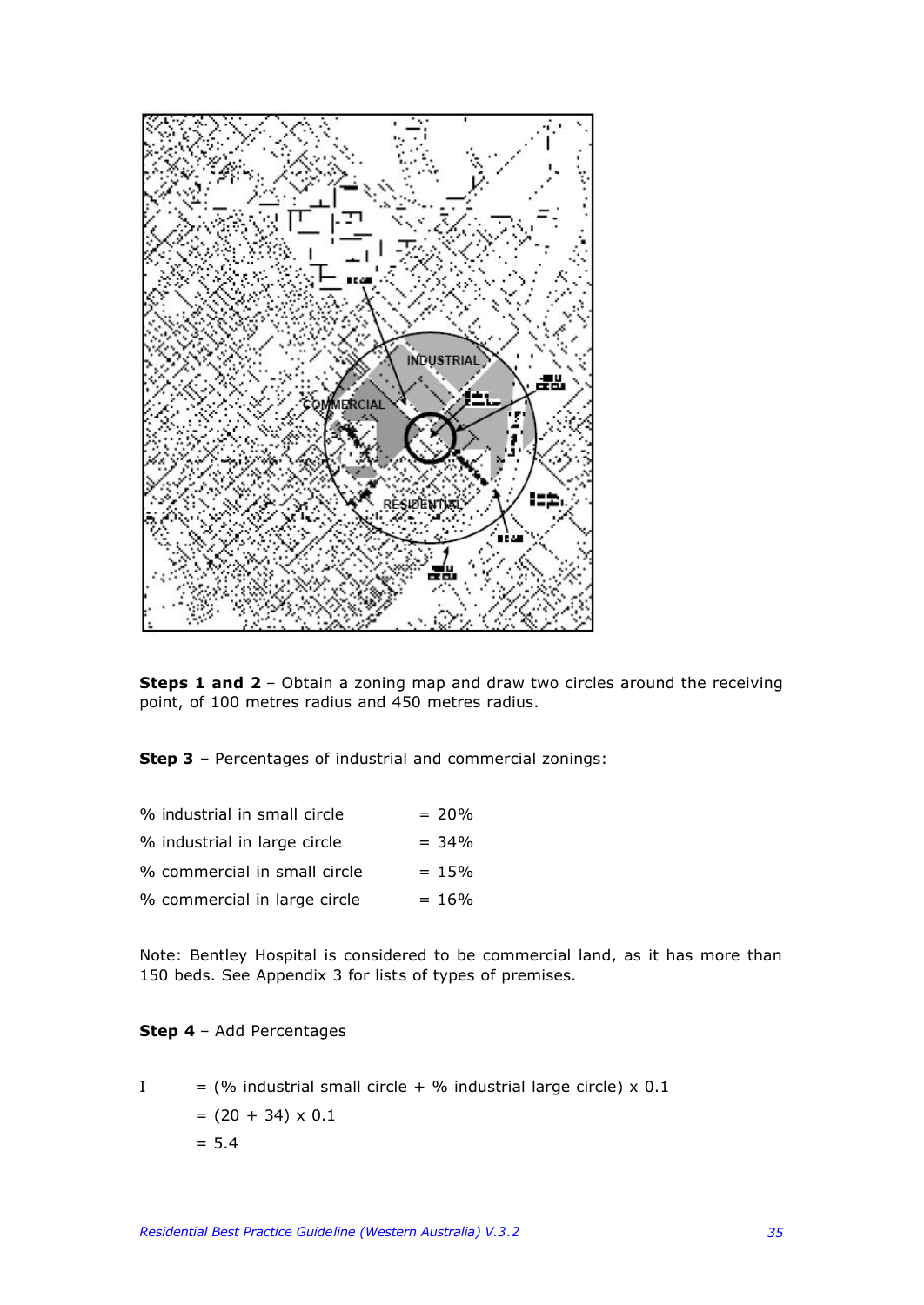**Steps 1 and 2** – Obtain a zoning map and draw two circles around the receiving point, of 100 metres radius and 450 metres radius.

**Step 3** – Percentages of industrial and commercial zonings:

| | |
|---|---|
| % industrial in small circle | = 20% |
| % industrial in large circle | = 34% |
| % commercial in small circle | = 15% |
| % commercial in large circle | = 16% |

Note: Bentley Hospital is considered to be commercial land, as it has more than 150 beds. See Appendix 3 for lists of types of premises.

**Step 4** – Add Percentages

I = (% industrial small circle + % industrial large circle) x 0.1

= (20 + 34) x 0.1

= 5.4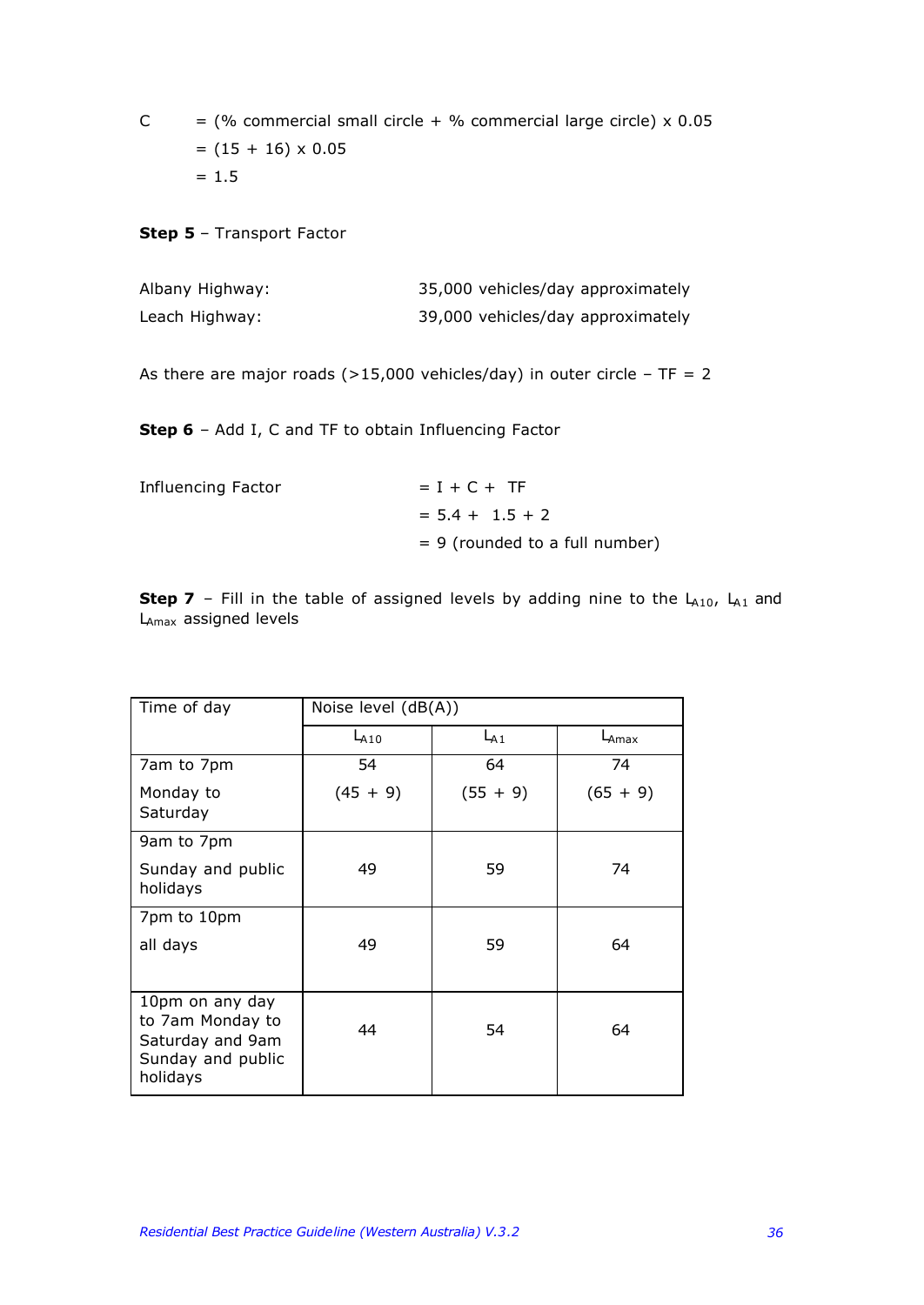C = (% commercial small circle + % commercial large circle) x 0.05
= (15 + 16) x 0.05
= 1.5

**Step 5** – Transport Factor

Albany Highway: 35,000 vehicles/day approximately
Leach Highway: 39,000 vehicles/day approximately

As there are major roads (>15,000 vehicles/day) in outer circle – TF = 2

**Step 6** – Add I, C and TF to obtain Influencing Factor

Influencing Factor = I + C + TF
= 5.4 + 1.5 + 2
= 9 (rounded to a full number)

**Step 7** – Fill in the table of assigned levels by adding nine to the $L_{A10}$, $L_{A1}$ and $L_{Amax}$ assigned levels

| Time of day | Noise level (dB(A)) | | |
|---|---|---|---|
| | $L_{A10}$ | $L_{A1}$ | $L_{Amax}$ |
| 7am to 7pm Monday to Saturday | 54 (45 + 9) | 64 (55 + 9) | 74 (65 + 9) |
| 9am to 7pm Sunday and public holidays | 49 | 59 | 74 |
| 7pm to 10pm all days | 49 | 59 | 64 |
| 10pm on any day to 7am Monday to Saturday and 9am Sunday and public holidays | 44 | 54 | 64 |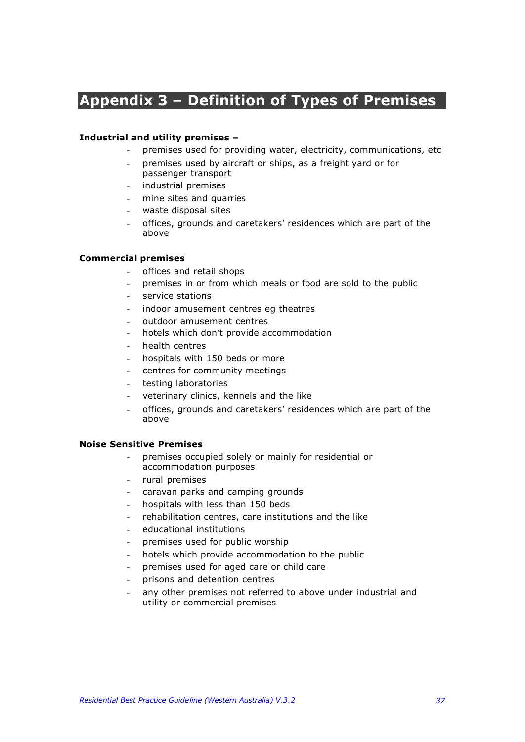# Appendix 3 – Definition of Types of Premises

**Industrial and utility premises –**

- premises used for providing water, electricity, communications, etc
- premises used by aircraft or ships, as a freight yard or for passenger transport
- industrial premises
- mine sites and quarries
- waste disposal sites
- offices, grounds and caretakers' residences which are part of the above

**Commercial premises**

- offices and retail shops
- premises in or from which meals or food are sold to the public
- service stations
- indoor amusement centres eg theatres
- outdoor amusement centres
- hotels which don't provide accommodation
- health centres
- hospitals with 150 beds or more
- centres for community meetings
- testing laboratories
- veterinary clinics, kennels and the like
- offices, grounds and caretakers' residences which are part of the above

**Noise Sensitive Premises**

- premises occupied solely or mainly for residential or accommodation purposes
- rural premises
- caravan parks and camping grounds
- hospitals with less than 150 beds
- rehabilitation centres, care institutions and the like
- educational institutions
- premises used for public worship
- hotels which provide accommodation to the public
- premises used for aged care or child care
- prisons and detention centres
- any other premises not referred to above under industrial and utility or commercial premises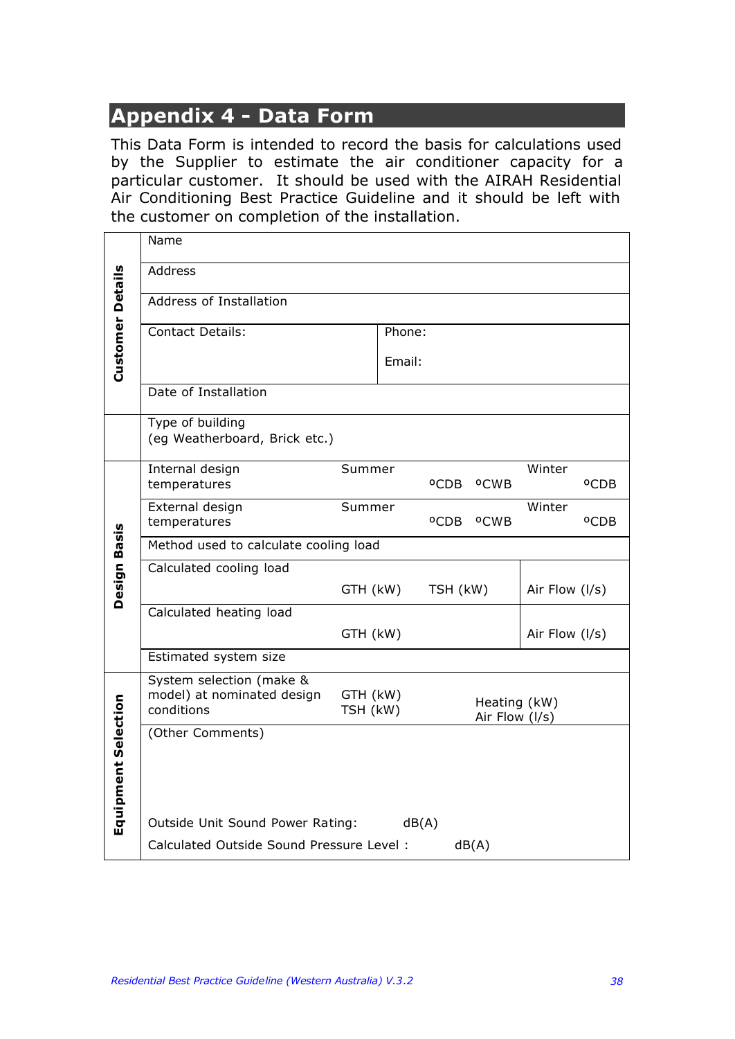# Appendix 4 - Data Form

This Data Form is intended to record the basis for calculations used by the Supplier to estimate the air conditioner capacity for a particular customer. It should be used with the AIRAH Residential Air Conditioning Best Practice Guideline and it should be left with the customer on completion of the installation.

| Section | Field | | | | |
|---|---|---|---|---|---|
| **Customer Details** | Name | | | | |
| | Address | | | | |
| | Address of Installation | | | | |
| | Contact Details: | Phone:<br>Email: | | | |
| | Date of Installation | | | | |
| | Type of building<br>(eg Weatherboard, Brick etc.) | | | | |
| **Design Basis** | Internal design temperatures | Summer | ºCDB ºCWB | Winter | ºCDB |
| | External design temperatures | Summer | ºCDB ºCWB | Winter | ºCDB |
| | Method used to calculate cooling load | | | | |
| | Calculated cooling load | GTH (kW) | TSH (kW) | Air Flow (l/s) | |
| | Calculated heating load | GTH (kW) | | Air Flow (l/s) | |
| | Estimated system size | | | | |
| **Equipment Selection** | System selection (make & model) at nominated design conditions | GTH (kW)<br>TSH (kW) | Heating (kW)<br>Air Flow (l/s) | | |
| | (Other Comments)<br><br>Outside Unit Sound Power Rating: dB(A)<br>Calculated Outside Sound Pressure Level : dB(A) | | | | |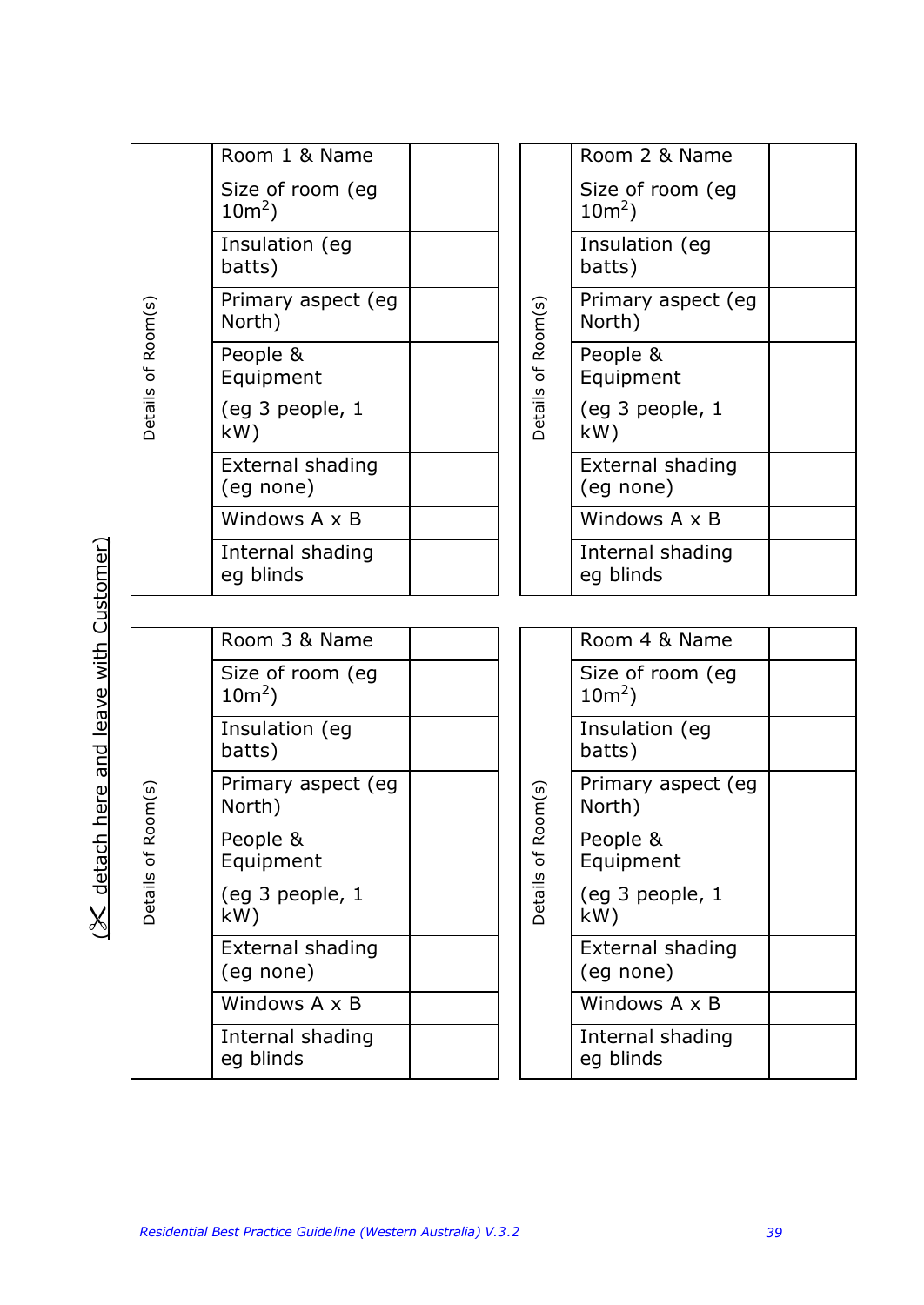(✂ detach here and leave with Customer)

| Details of Room(s) | | |
|---|---|---|
| | Room 1 & Name | |
| | Size of room (eg $10m^2$) | |
| | Insulation (eg batts) | |
| | Primary aspect (eg North) | |
| | People & Equipment (eg 3 people, 1 kW) | |
| | External shading (eg none) | |
| | Windows A x B | |
| | Internal shading eg blinds | |

| Details of Room(s) | | |
|---|---|---|
| | Room 2 & Name | |
| | Size of room (eg $10m^2$) | |
| | Insulation (eg batts) | |
| | Primary aspect (eg North) | |
| | People & Equipment (eg 3 people, 1 kW) | |
| | External shading (eg none) | |
| | Windows A x B | |
| | Internal shading eg blinds | |

| Details of Room(s) | | |
|---|---|---|
| | Room 3 & Name | |
| | Size of room (eg $10m^2$) | |
| | Insulation (eg batts) | |
| | Primary aspect (eg North) | |
| | People & Equipment (eg 3 people, 1 kW) | |
| | External shading (eg none) | |
| | Windows A x B | |
| | Internal shading eg blinds | |

| Details of Room(s) | | |
|---|---|---|
| | Room 4 & Name | |
| | Size of room (eg $10m^2$) | |
| | Insulation (eg batts) | |
| | Primary aspect (eg North) | |
| | People & Equipment (eg 3 people, 1 kW) | |
| | External shading (eg none) | |
| | Windows A x B | |
| | Internal shading eg blinds | |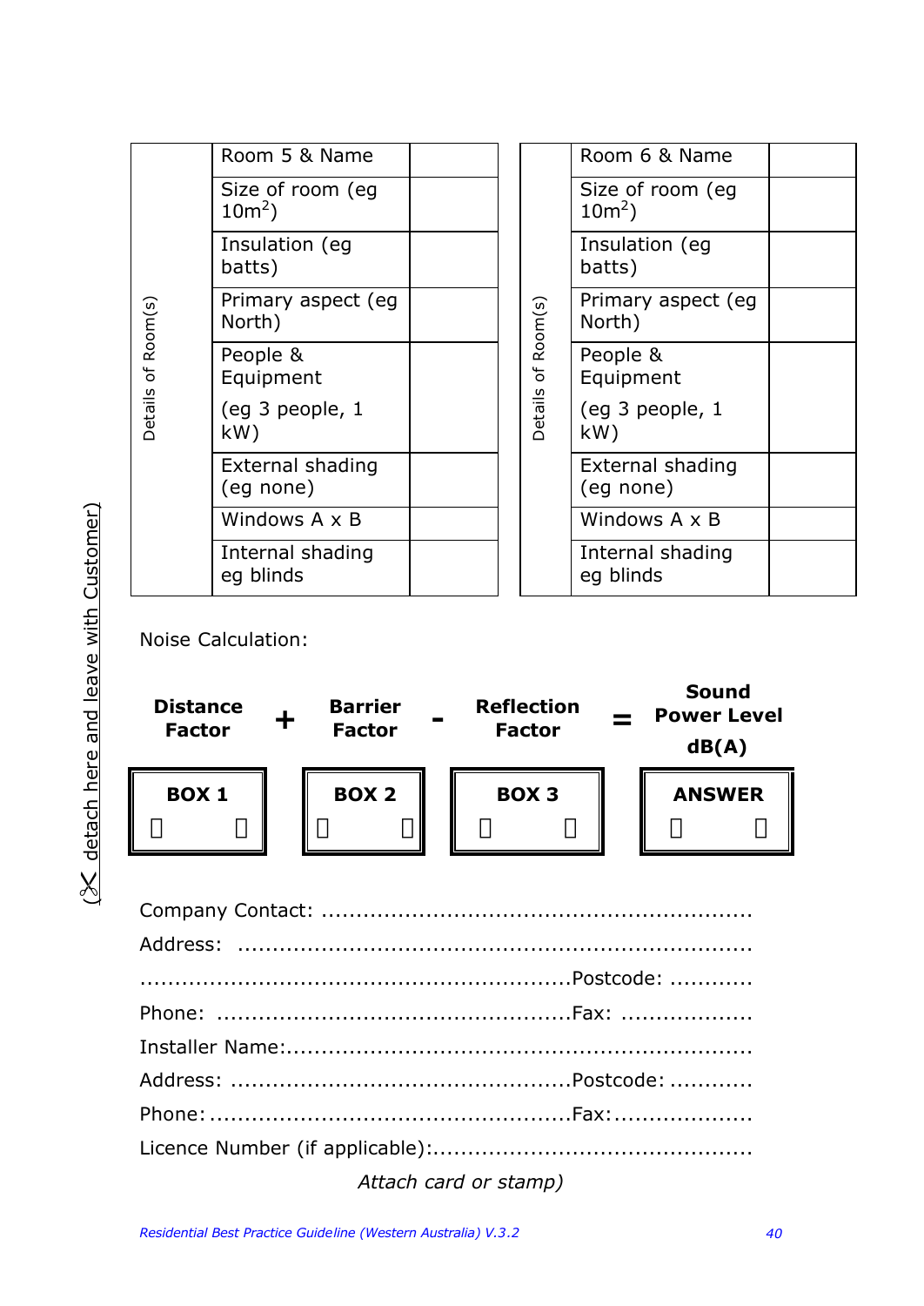| Details of Room(s) | | |
|---|---|---|
| | Room 5 & Name | |
| | Size of room (eg $10m^2$) | |
| | Insulation (eg batts) | |
| | Primary aspect (eg North) | |
| | People & Equipment (eg 3 people, 1 kW) | |
| | External shading (eg none) | |
| | Windows A x B | |
| | Internal shading eg blinds | |

| Details of Room(s) | | |
|---|---|---|
| | Room 6 & Name | |
| | Size of room (eg $10m^2$) | |
| | Insulation (eg batts) | |
| | Primary aspect (eg North) | |
| | People & Equipment (eg 3 people, 1 kW) | |
| | External shading (eg none) | |
| | Windows A x B | |
| | Internal shading eg blinds | |

(✂ detach here and leave with Customer)

Noise Calculation:

| **Distance Factor** | + | **Barrier Factor** | - | **Reflection Factor** | = | **Sound Power Level dB(A)** |
|---|---|---|---|---|---|---|
| **BOX 1** | | **BOX 2** | | **BOX 3** | | **ANSWER** |

Company Contact: ............................................................

Address: ......................................................................

............................................................Postcode: ............

Phone: ..................................................Fax: ..................

Installer Name:................................................................

Address: ................................................Postcode: ............

Phone:..................................................Fax:...................

Licence Number (if applicable):............................................

*Attach card or stamp)*